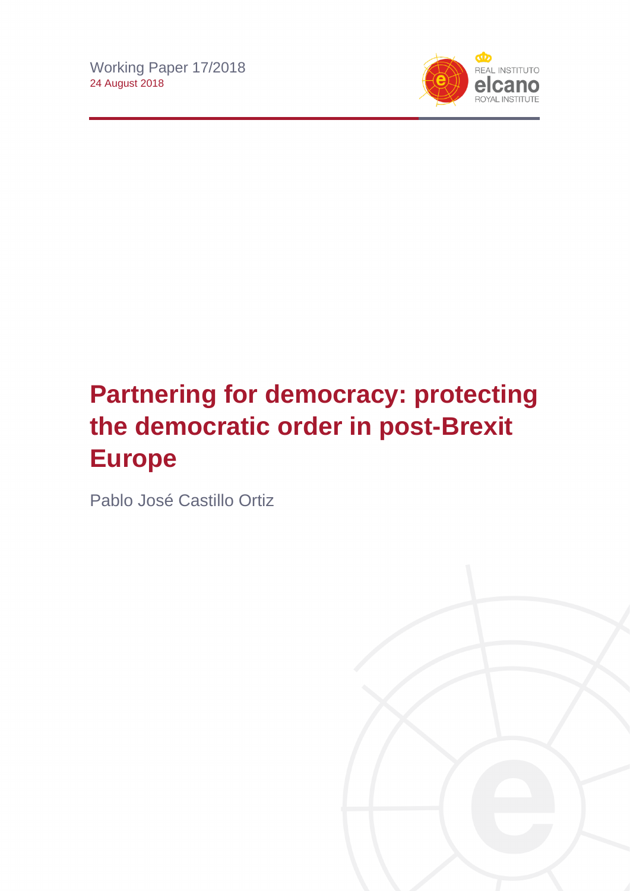Working Paper 17/2018
24 August 2018

# Partnering for democracy: protecting the democratic order in post-Brexit Europe

Pablo José Castillo Ortiz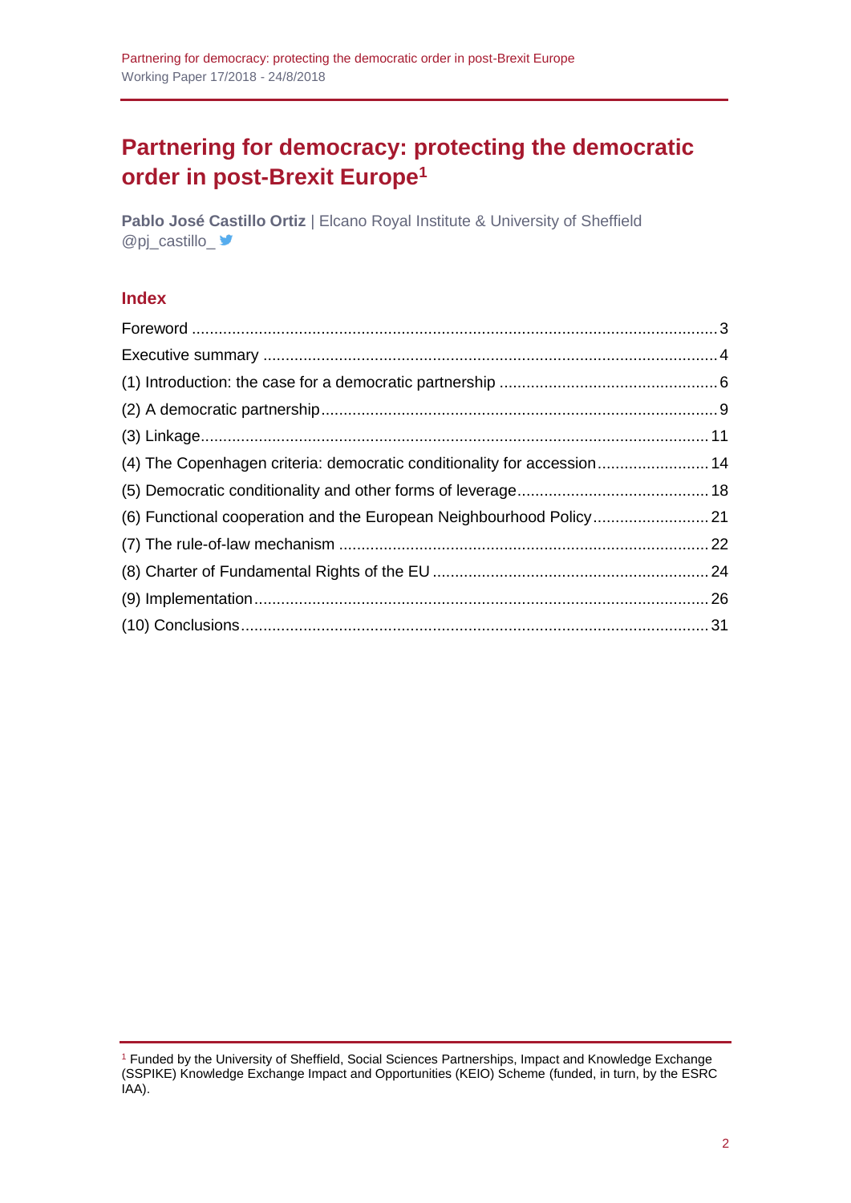# Partnering for democracy: protecting the democratic order in post-Brexit Europe[1]

**Pablo José Castillo Ortiz** | Elcano Royal Institute & University of Sheffield
@pj_castillo_

## Index

Foreword ..... 3
Executive summary ..... 4
(1) Introduction: the case for a democratic partnership ..... 6
(2) A democratic partnership ..... 9
(3) Linkage ..... 11
(4) The Copenhagen criteria: democratic conditionality for accession ..... 14
(5) Democratic conditionality and other forms of leverage ..... 18
(6) Functional cooperation and the European Neighbourhood Policy ..... 21
(7) The rule-of-law mechanism ..... 22
(8) Charter of Fundamental Rights of the EU ..... 24
(9) Implementation ..... 26
(10) Conclusions ..... 31

[1] Funded by the University of Sheffield, Social Sciences Partnerships, Impact and Knowledge Exchange (SSPIKE) Knowledge Exchange Impact and Opportunities (KEIO) Scheme (funded, in turn, by the ESRC IAA).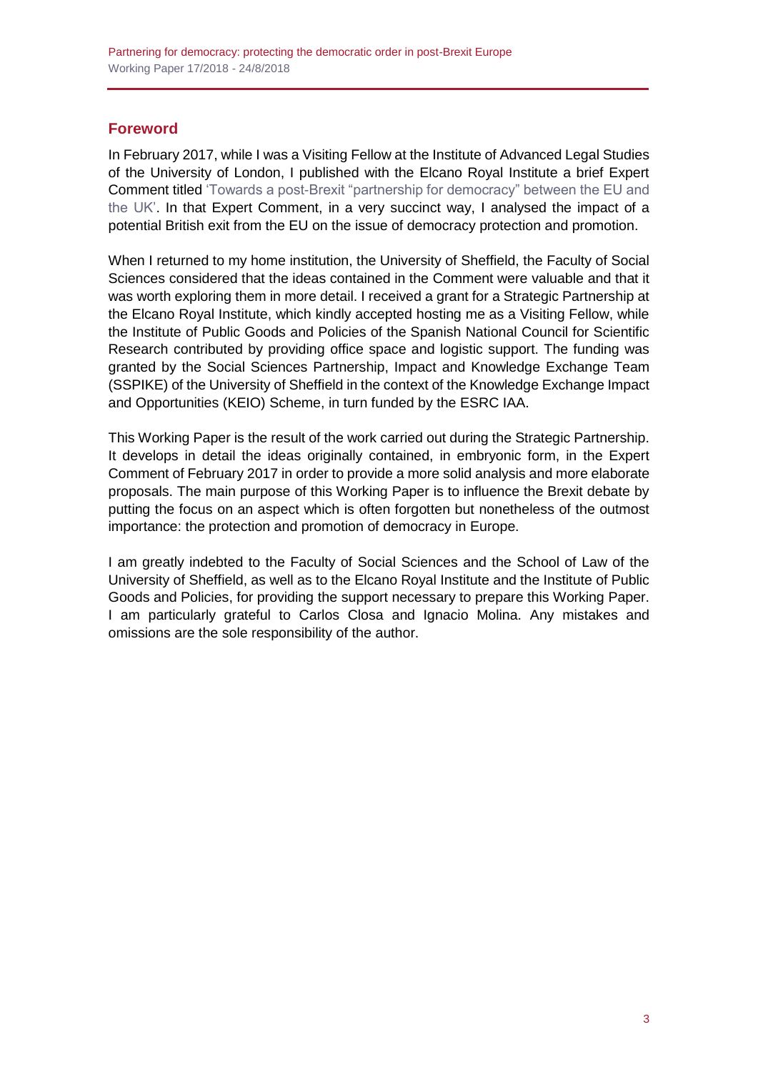## Foreword

In February 2017, while I was a Visiting Fellow at the Institute of Advanced Legal Studies of the University of London, I published with the Elcano Royal Institute a brief Expert Comment titled 'Towards a post-Brexit "partnership for democracy" between the EU and the UK'. In that Expert Comment, in a very succinct way, I analysed the impact of a potential British exit from the EU on the issue of democracy protection and promotion.

When I returned to my home institution, the University of Sheffield, the Faculty of Social Sciences considered that the ideas contained in the Comment were valuable and that it was worth exploring them in more detail. I received a grant for a Strategic Partnership at the Elcano Royal Institute, which kindly accepted hosting me as a Visiting Fellow, while the Institute of Public Goods and Policies of the Spanish National Council for Scientific Research contributed by providing office space and logistic support. The funding was granted by the Social Sciences Partnership, Impact and Knowledge Exchange Team (SSPIKE) of the University of Sheffield in the context of the Knowledge Exchange Impact and Opportunities (KEIO) Scheme, in turn funded by the ESRC IAA.

This Working Paper is the result of the work carried out during the Strategic Partnership. It develops in detail the ideas originally contained, in embryonic form, in the Expert Comment of February 2017 in order to provide a more solid analysis and more elaborate proposals. The main purpose of this Working Paper is to influence the Brexit debate by putting the focus on an aspect which is often forgotten but nonetheless of the outmost importance: the protection and promotion of democracy in Europe.

I am greatly indebted to the Faculty of Social Sciences and the School of Law of the University of Sheffield, as well as to the Elcano Royal Institute and the Institute of Public Goods and Policies, for providing the support necessary to prepare this Working Paper. I am particularly grateful to Carlos Closa and Ignacio Molina. Any mistakes and omissions are the sole responsibility of the author.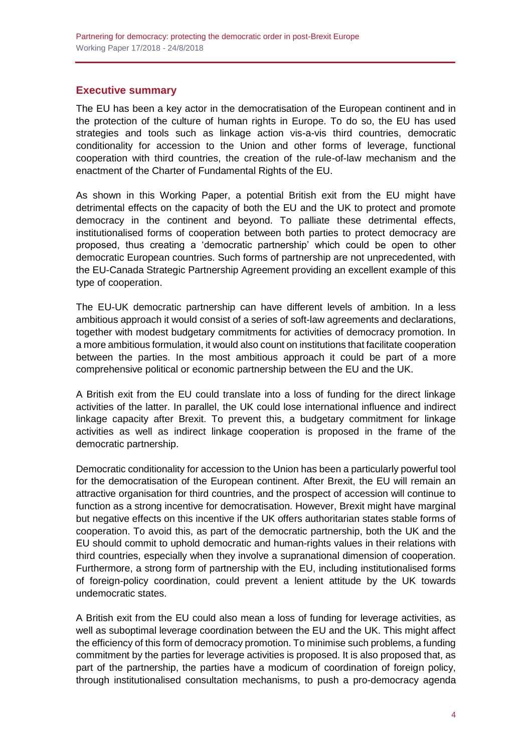## Executive summary

The EU has been a key actor in the democratisation of the European continent and in the protection of the culture of human rights in Europe. To do so, the EU has used strategies and tools such as linkage action vis-a-vis third countries, democratic conditionality for accession to the Union and other forms of leverage, functional cooperation with third countries, the creation of the rule-of-law mechanism and the enactment of the Charter of Fundamental Rights of the EU.

As shown in this Working Paper, a potential British exit from the EU might have detrimental effects on the capacity of both the EU and the UK to protect and promote democracy in the continent and beyond. To palliate these detrimental effects, institutionalised forms of cooperation between both parties to protect democracy are proposed, thus creating a 'democratic partnership' which could be open to other democratic European countries. Such forms of partnership are not unprecedented, with the EU-Canada Strategic Partnership Agreement providing an excellent example of this type of cooperation.

The EU-UK democratic partnership can have different levels of ambition. In a less ambitious approach it would consist of a series of soft-law agreements and declarations, together with modest budgetary commitments for activities of democracy promotion. In a more ambitious formulation, it would also count on institutions that facilitate cooperation between the parties. In the most ambitious approach it could be part of a more comprehensive political or economic partnership between the EU and the UK.

A British exit from the EU could translate into a loss of funding for the direct linkage activities of the latter. In parallel, the UK could lose international influence and indirect linkage capacity after Brexit. To prevent this, a budgetary commitment for linkage activities as well as indirect linkage cooperation is proposed in the frame of the democratic partnership.

Democratic conditionality for accession to the Union has been a particularly powerful tool for the democratisation of the European continent. After Brexit, the EU will remain an attractive organisation for third countries, and the prospect of accession will continue to function as a strong incentive for democratisation. However, Brexit might have marginal but negative effects on this incentive if the UK offers authoritarian states stable forms of cooperation. To avoid this, as part of the democratic partnership, both the UK and the EU should commit to uphold democratic and human-rights values in their relations with third countries, especially when they involve a supranational dimension of cooperation. Furthermore, a strong form of partnership with the EU, including institutionalised forms of foreign-policy coordination, could prevent a lenient attitude by the UK towards undemocratic states.

A British exit from the EU could also mean a loss of funding for leverage activities, as well as suboptimal leverage coordination between the EU and the UK. This might affect the efficiency of this form of democracy promotion. To minimise such problems, a funding commitment by the parties for leverage activities is proposed. It is also proposed that, as part of the partnership, the parties have a modicum of coordination of foreign policy, through institutionalised consultation mechanisms, to push a pro-democracy agenda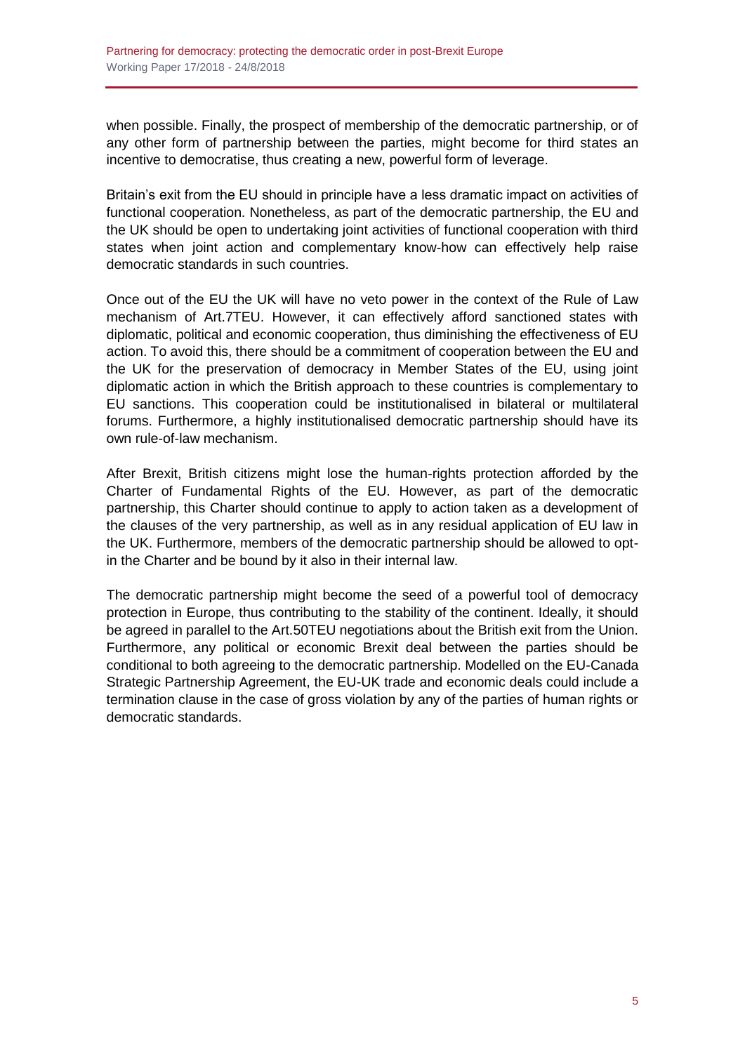when possible. Finally, the prospect of membership of the democratic partnership, or of any other form of partnership between the parties, might become for third states an incentive to democratise, thus creating a new, powerful form of leverage.

Britain's exit from the EU should in principle have a less dramatic impact on activities of functional cooperation. Nonetheless, as part of the democratic partnership, the EU and the UK should be open to undertaking joint activities of functional cooperation with third states when joint action and complementary know-how can effectively help raise democratic standards in such countries.

Once out of the EU the UK will have no veto power in the context of the Rule of Law mechanism of Art.7TEU. However, it can effectively afford sanctioned states with diplomatic, political and economic cooperation, thus diminishing the effectiveness of EU action. To avoid this, there should be a commitment of cooperation between the EU and the UK for the preservation of democracy in Member States of the EU, using joint diplomatic action in which the British approach to these countries is complementary to EU sanctions. This cooperation could be institutionalised in bilateral or multilateral forums. Furthermore, a highly institutionalised democratic partnership should have its own rule-of-law mechanism.

After Brexit, British citizens might lose the human-rights protection afforded by the Charter of Fundamental Rights of the EU. However, as part of the democratic partnership, this Charter should continue to apply to action taken as a development of the clauses of the very partnership, as well as in any residual application of EU law in the UK. Furthermore, members of the democratic partnership should be allowed to opt-in the Charter and be bound by it also in their internal law.

The democratic partnership might become the seed of a powerful tool of democracy protection in Europe, thus contributing to the stability of the continent. Ideally, it should be agreed in parallel to the Art.50TEU negotiations about the British exit from the Union. Furthermore, any political or economic Brexit deal between the parties should be conditional to both agreeing to the democratic partnership. Modelled on the EU-Canada Strategic Partnership Agreement, the EU-UK trade and economic deals could include a termination clause in the case of gross violation by any of the parties of human rights or democratic standards.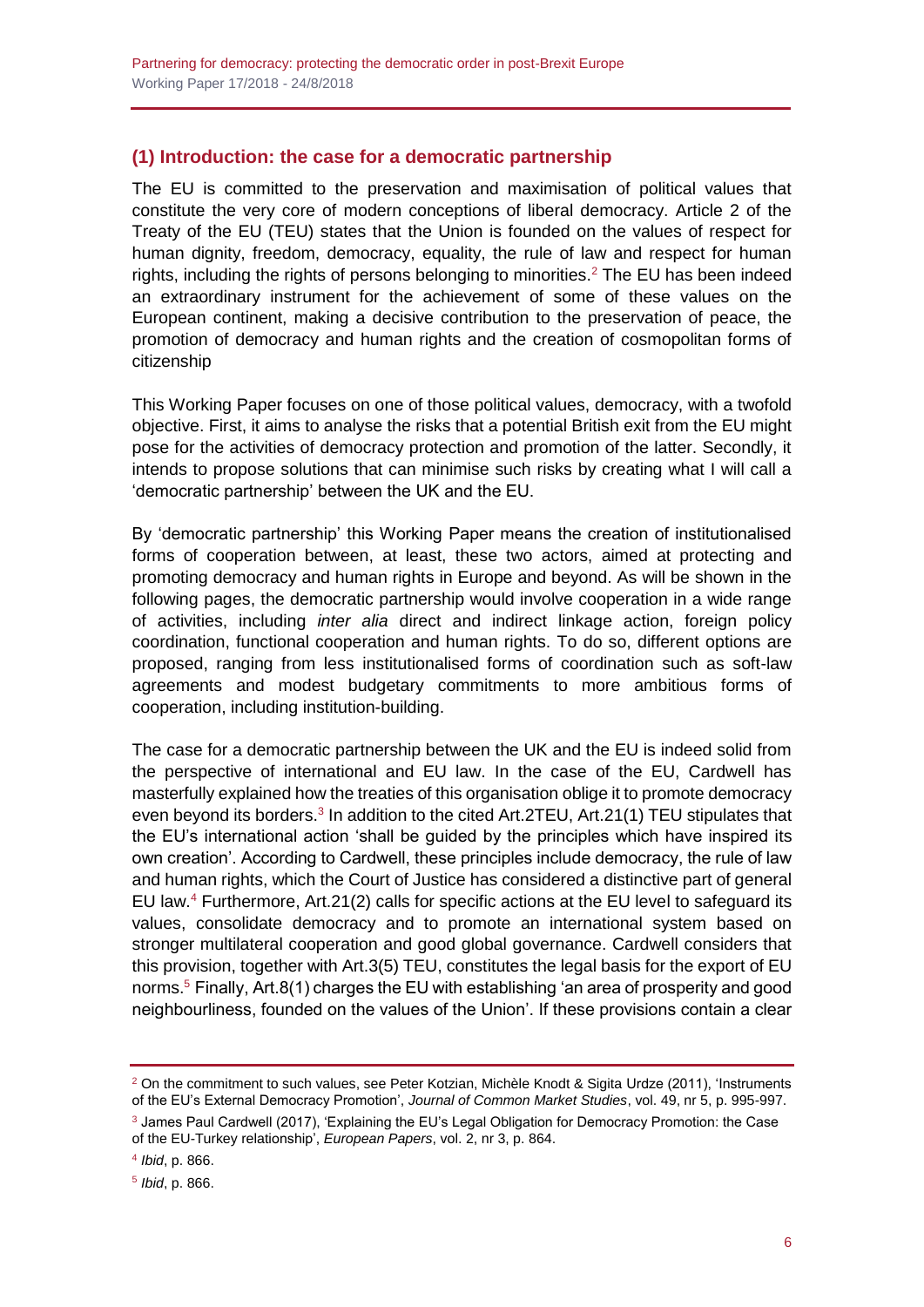## (1) Introduction: the case for a democratic partnership

The EU is committed to the preservation and maximisation of political values that constitute the very core of modern conceptions of liberal democracy. Article 2 of the Treaty of the EU (TEU) states that the Union is founded on the values of respect for human dignity, freedom, democracy, equality, the rule of law and respect for human rights, including the rights of persons belonging to minorities.[2] The EU has been indeed an extraordinary instrument for the achievement of some of these values on the European continent, making a decisive contribution to the preservation of peace, the promotion of democracy and human rights and the creation of cosmopolitan forms of citizenship

This Working Paper focuses on one of those political values, democracy, with a twofold objective. First, it aims to analyse the risks that a potential British exit from the EU might pose for the activities of democracy protection and promotion of the latter. Secondly, it intends to propose solutions that can minimise such risks by creating what I will call a 'democratic partnership' between the UK and the EU.

By 'democratic partnership' this Working Paper means the creation of institutionalised forms of cooperation between, at least, these two actors, aimed at protecting and promoting democracy and human rights in Europe and beyond. As will be shown in the following pages, the democratic partnership would involve cooperation in a wide range of activities, including *inter alia* direct and indirect linkage action, foreign policy coordination, functional cooperation and human rights. To do so, different options are proposed, ranging from less institutionalised forms of coordination such as soft-law agreements and modest budgetary commitments to more ambitious forms of cooperation, including institution-building.

The case for a democratic partnership between the UK and the EU is indeed solid from the perspective of international and EU law. In the case of the EU, Cardwell has masterfully explained how the treaties of this organisation oblige it to promote democracy even beyond its borders.[3] In addition to the cited Art.2TEU, Art.21(1) TEU stipulates that the EU's international action 'shall be guided by the principles which have inspired its own creation'. According to Cardwell, these principles include democracy, the rule of law and human rights, which the Court of Justice has considered a distinctive part of general EU law.[4] Furthermore, Art.21(2) calls for specific actions at the EU level to safeguard its values, consolidate democracy and to promote an international system based on stronger multilateral cooperation and good global governance. Cardwell considers that this provision, together with Art.3(5) TEU, constitutes the legal basis for the export of EU norms.[5] Finally, Art.8(1) charges the EU with establishing 'an area of prosperity and good neighbourliness, founded on the values of the Union'. If these provisions contain a clear

---

[2] On the commitment to such values, see Peter Kotzian, Michèle Knodt & Sigita Urdze (2011), 'Instruments of the EU's External Democracy Promotion', *Journal of Common Market Studies*, vol. 49, nr 5, p. 995-997.

[3] James Paul Cardwell (2017), 'Explaining the EU's Legal Obligation for Democracy Promotion: the Case of the EU-Turkey relationship', *European Papers*, vol. 2, nr 3, p. 864.

[4] *Ibid*, p. 866.

[5] *Ibid*, p. 866.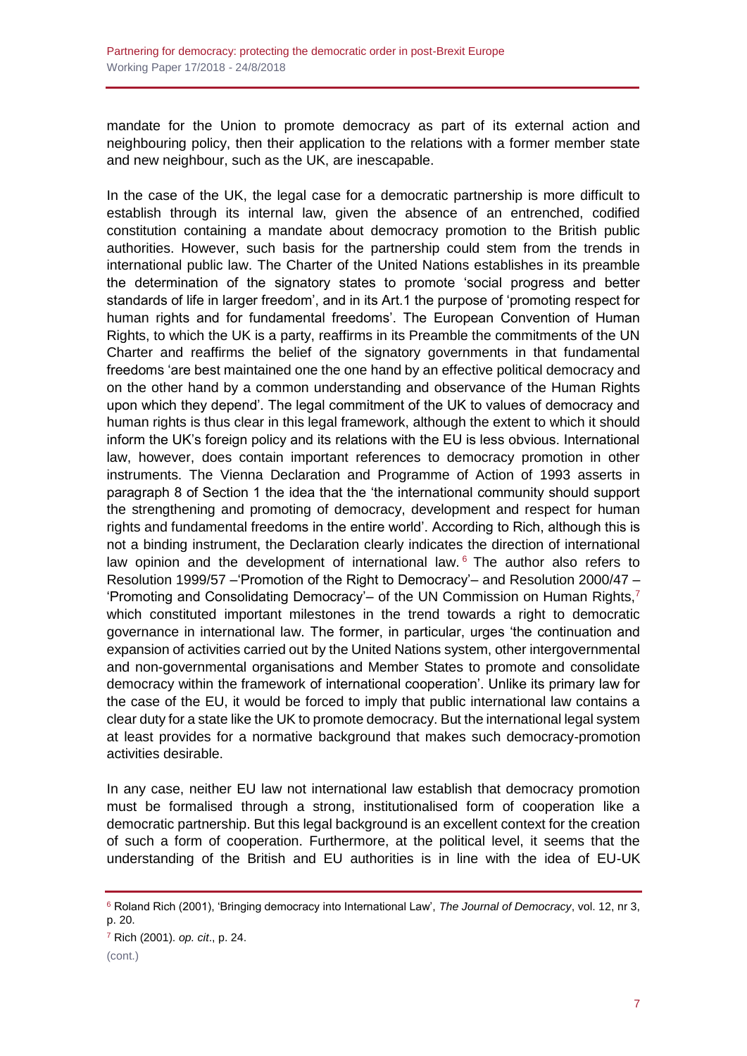mandate for the Union to promote democracy as part of its external action and neighbouring policy, then their application to the relations with a former member state and new neighbour, such as the UK, are inescapable.

In the case of the UK, the legal case for a democratic partnership is more difficult to establish through its internal law, given the absence of an entrenched, codified constitution containing a mandate about democracy promotion to the British public authorities. However, such basis for the partnership could stem from the trends in international public law. The Charter of the United Nations establishes in its preamble the determination of the signatory states to promote 'social progress and better standards of life in larger freedom', and in its Art.1 the purpose of 'promoting respect for human rights and for fundamental freedoms'. The European Convention of Human Rights, to which the UK is a party, reaffirms in its Preamble the commitments of the UN Charter and reaffirms the belief of the signatory governments in that fundamental freedoms 'are best maintained one the one hand by an effective political democracy and on the other hand by a common understanding and observance of the Human Rights upon which they depend'. The legal commitment of the UK to values of democracy and human rights is thus clear in this legal framework, although the extent to which it should inform the UK's foreign policy and its relations with the EU is less obvious. International law, however, does contain important references to democracy promotion in other instruments. The Vienna Declaration and Programme of Action of 1993 asserts in paragraph 8 of Section 1 the idea that the 'the international community should support the strengthening and promoting of democracy, development and respect for human rights and fundamental freedoms in the entire world'. According to Rich, although this is not a binding instrument, the Declaration clearly indicates the direction of international law opinion and the development of international law.[6] The author also refers to Resolution 1999/57 –'Promotion of the Right to Democracy'– and Resolution 2000/47 – 'Promoting and Consolidating Democracy'– of the UN Commission on Human Rights,[7] which constituted important milestones in the trend towards a right to democratic governance in international law. The former, in particular, urges 'the continuation and expansion of activities carried out by the United Nations system, other intergovernmental and non-governmental organisations and Member States to promote and consolidate democracy within the framework of international cooperation'. Unlike its primary law for the case of the EU, it would be forced to imply that public international law contains a clear duty for a state like the UK to promote democracy. But the international legal system at least provides for a normative background that makes such democracy-promotion activities desirable.

In any case, neither EU law not international law establish that democracy promotion must be formalised through a strong, institutionalised form of cooperation like a democratic partnership. But this legal background is an excellent context for the creation of such a form of cooperation. Furthermore, at the political level, it seems that the understanding of the British and EU authorities is in line with the idea of EU-UK

---

[6] Roland Rich (2001), 'Bringing democracy into International Law', *The Journal of Democracy*, vol. 12, nr 3, p. 20.

[7] Rich (2001). *op. cit*., p. 24.

(cont.)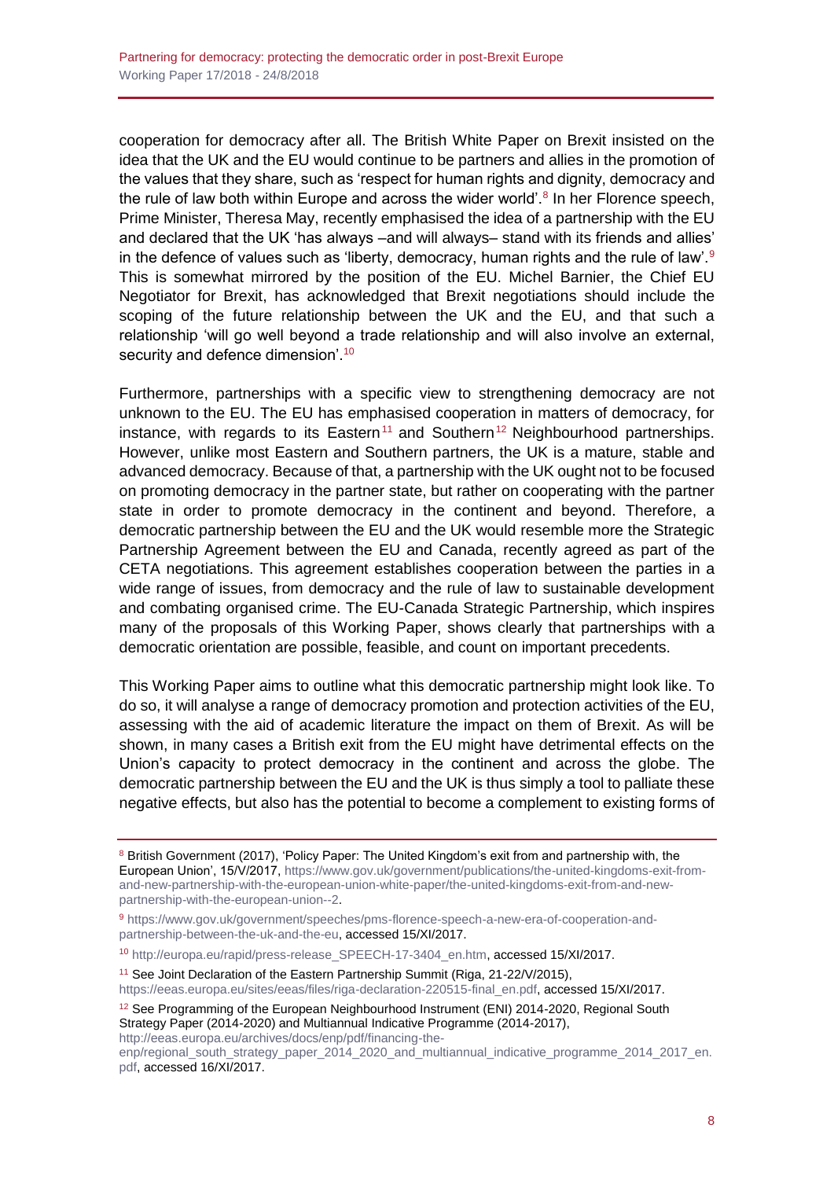cooperation for democracy after all. The British White Paper on Brexit insisted on the idea that the UK and the EU would continue to be partners and allies in the promotion of the values that they share, such as 'respect for human rights and dignity, democracy and the rule of law both within Europe and across the wider world'.[8] In her Florence speech, Prime Minister, Theresa May, recently emphasised the idea of a partnership with the EU and declared that the UK 'has always –and will always– stand with its friends and allies' in the defence of values such as 'liberty, democracy, human rights and the rule of law'.[9] This is somewhat mirrored by the position of the EU. Michel Barnier, the Chief EU Negotiator for Brexit, has acknowledged that Brexit negotiations should include the scoping of the future relationship between the UK and the EU, and that such a relationship 'will go well beyond a trade relationship and will also involve an external, security and defence dimension'.[10]

Furthermore, partnerships with a specific view to strengthening democracy are not unknown to the EU. The EU has emphasised cooperation in matters of democracy, for instance, with regards to its Eastern[11] and Southern[12] Neighbourhood partnerships. However, unlike most Eastern and Southern partners, the UK is a mature, stable and advanced democracy. Because of that, a partnership with the UK ought not to be focused on promoting democracy in the partner state, but rather on cooperating with the partner state in order to promote democracy in the continent and beyond. Therefore, a democratic partnership between the EU and the UK would resemble more the Strategic Partnership Agreement between the EU and Canada, recently agreed as part of the CETA negotiations. This agreement establishes cooperation between the parties in a wide range of issues, from democracy and the rule of law to sustainable development and combating organised crime. The EU-Canada Strategic Partnership, which inspires many of the proposals of this Working Paper, shows clearly that partnerships with a democratic orientation are possible, feasible, and count on important precedents.

This Working Paper aims to outline what this democratic partnership might look like. To do so, it will analyse a range of democracy promotion and protection activities of the EU, assessing with the aid of academic literature the impact on them of Brexit. As will be shown, in many cases a British exit from the EU might have detrimental effects on the Union's capacity to protect democracy in the continent and across the globe. The democratic partnership between the EU and the UK is thus simply a tool to palliate these negative effects, but also has the potential to become a complement to existing forms of

---

[8] British Government (2017), 'Policy Paper: The United Kingdom's exit from and partnership with, the European Union', 15/V/2017, https://www.gov.uk/government/publications/the-united-kingdoms-exit-from-and-new-partnership-with-the-european-union-white-paper/the-united-kingdoms-exit-from-and-new-partnership-with-the-european-union--2.

[9] https://www.gov.uk/government/speeches/pms-florence-speech-a-new-era-of-cooperation-and-partnership-between-the-uk-and-the-eu, accessed 15/XI/2017.

[10] http://europa.eu/rapid/press-release_SPEECH-17-3404_en.htm, accessed 15/XI/2017.

[11] See Joint Declaration of the Eastern Partnership Summit (Riga, 21-22/V/2015), https://eeas.europa.eu/sites/eeas/files/riga-declaration-220515-final_en.pdf, accessed 15/XI/2017.

[12] See Programming of the European Neighbourhood Instrument (ENI) 2014-2020, Regional South Strategy Paper (2014-2020) and Multiannual Indicative Programme (2014-2017), http://eeas.europa.eu/archives/docs/enp/pdf/financing-the-enp/regional_south_strategy_paper_2014_2020_and_multiannual_indicative_programme_2014_2017_en.pdf, accessed 16/XI/2017.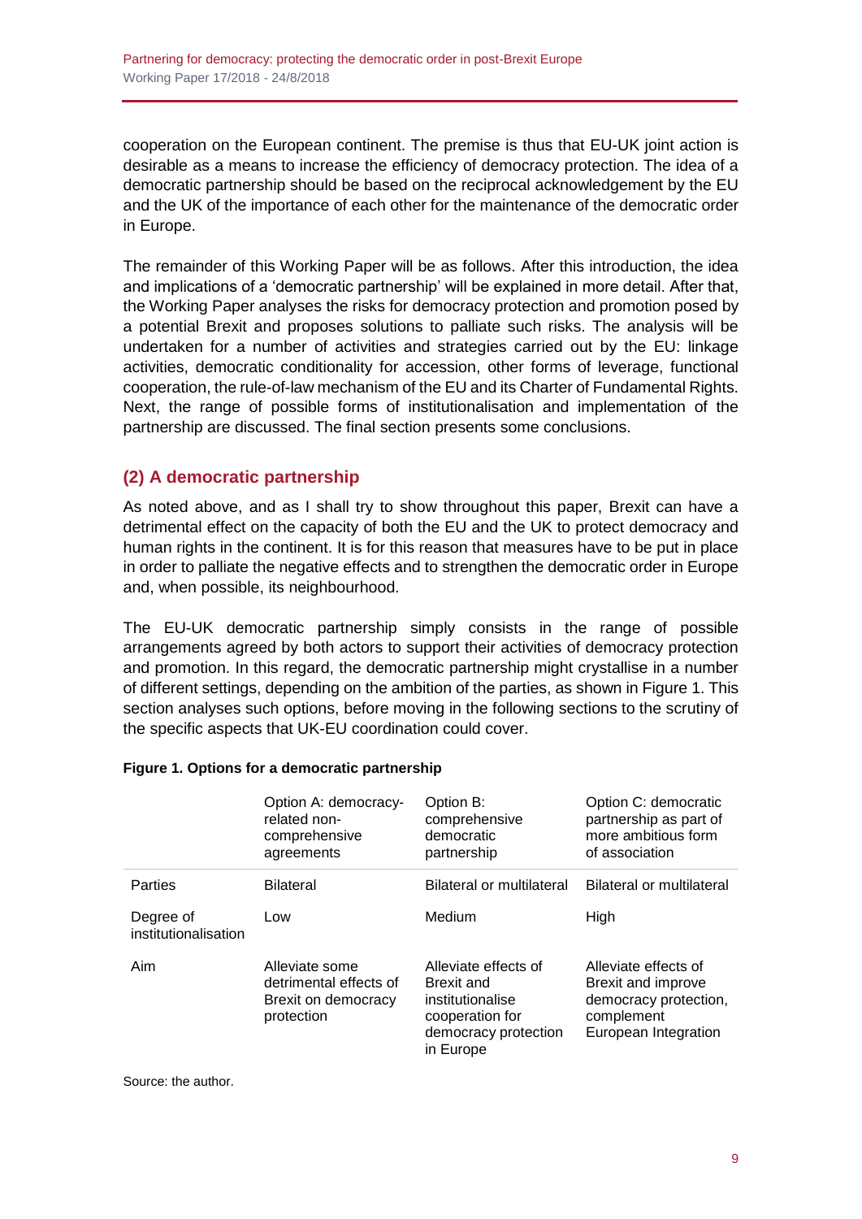cooperation on the European continent. The premise is thus that EU-UK joint action is desirable as a means to increase the efficiency of democracy protection. The idea of a democratic partnership should be based on the reciprocal acknowledgement by the EU and the UK of the importance of each other for the maintenance of the democratic order in Europe.

The remainder of this Working Paper will be as follows. After this introduction, the idea and implications of a 'democratic partnership' will be explained in more detail. After that, the Working Paper analyses the risks for democracy protection and promotion posed by a potential Brexit and proposes solutions to palliate such risks. The analysis will be undertaken for a number of activities and strategies carried out by the EU: linkage activities, democratic conditionality for accession, other forms of leverage, functional cooperation, the rule-of-law mechanism of the EU and its Charter of Fundamental Rights. Next, the range of possible forms of institutionalisation and implementation of the partnership are discussed. The final section presents some conclusions.

## (2) A democratic partnership

As noted above, and as I shall try to show throughout this paper, Brexit can have a detrimental effect on the capacity of both the EU and the UK to protect democracy and human rights in the continent. It is for this reason that measures have to be put in place in order to palliate the negative effects and to strengthen the democratic order in Europe and, when possible, its neighbourhood.

The EU-UK democratic partnership simply consists in the range of possible arrangements agreed by both actors to support their activities of democracy protection and promotion. In this regard, the democratic partnership might crystallise in a number of different settings, depending on the ambition of the parties, as shown in Figure 1. This section analyses such options, before moving in the following sections to the scrutiny of the specific aspects that UK-EU coordination could cover.

**Figure 1. Options for a democratic partnership**

| | Option A: democracy-related non-comprehensive agreements | Option B: comprehensive democratic partnership | Option C: democratic partnership as part of more ambitious form of association |
|---|---|---|---|
| Parties | Bilateral | Bilateral or multilateral | Bilateral or multilateral |
| Degree of institutionalisation | Low | Medium | High |
| Aim | Alleviate some detrimental effects of Brexit on democracy protection | Alleviate effects of Brexit and institutionalise cooperation for democracy protection in Europe | Alleviate effects of Brexit and improve democracy protection, complement European Integration |

Source: the author.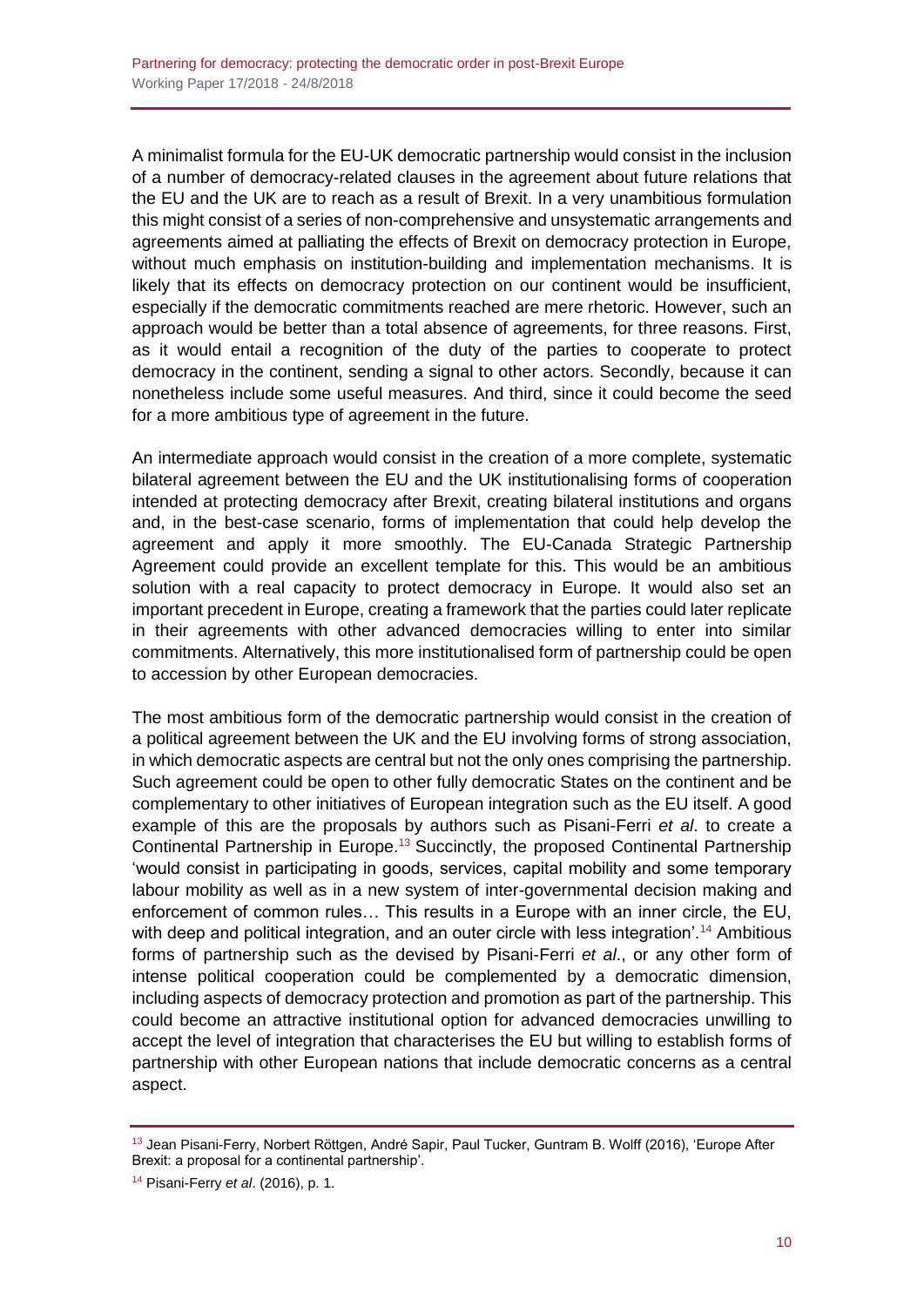A minimalist formula for the EU-UK democratic partnership would consist in the inclusion of a number of democracy-related clauses in the agreement about future relations that the EU and the UK are to reach as a result of Brexit. In a very unambitious formulation this might consist of a series of non-comprehensive and unsystematic arrangements and agreements aimed at palliating the effects of Brexit on democracy protection in Europe, without much emphasis on institution-building and implementation mechanisms. It is likely that its effects on democracy protection on our continent would be insufficient, especially if the democratic commitments reached are mere rhetoric. However, such an approach would be better than a total absence of agreements, for three reasons. First, as it would entail a recognition of the duty of the parties to cooperate to protect democracy in the continent, sending a signal to other actors. Secondly, because it can nonetheless include some useful measures. And third, since it could become the seed for a more ambitious type of agreement in the future.

An intermediate approach would consist in the creation of a more complete, systematic bilateral agreement between the EU and the UK institutionalising forms of cooperation intended at protecting democracy after Brexit, creating bilateral institutions and organs and, in the best-case scenario, forms of implementation that could help develop the agreement and apply it more smoothly. The EU-Canada Strategic Partnership Agreement could provide an excellent template for this. This would be an ambitious solution with a real capacity to protect democracy in Europe. It would also set an important precedent in Europe, creating a framework that the parties could later replicate in their agreements with other advanced democracies willing to enter into similar commitments. Alternatively, this more institutionalised form of partnership could be open to accession by other European democracies.

The most ambitious form of the democratic partnership would consist in the creation of a political agreement between the UK and the EU involving forms of strong association, in which democratic aspects are central but not the only ones comprising the partnership. Such agreement could be open to other fully democratic States on the continent and be complementary to other initiatives of European integration such as the EU itself. A good example of this are the proposals by authors such as Pisani-Ferri *et al*. to create a Continental Partnership in Europe.[13] Succinctly, the proposed Continental Partnership 'would consist in participating in goods, services, capital mobility and some temporary labour mobility as well as in a new system of inter-governmental decision making and enforcement of common rules… This results in a Europe with an inner circle, the EU, with deep and political integration, and an outer circle with less integration'.[14] Ambitious forms of partnership such as the devised by Pisani-Ferri *et al*., or any other form of intense political cooperation could be complemented by a democratic dimension, including aspects of democracy protection and promotion as part of the partnership. This could become an attractive institutional option for advanced democracies unwilling to accept the level of integration that characterises the EU but willing to establish forms of partnership with other European nations that include democratic concerns as a central aspect.

---

[13] Jean Pisani-Ferry, Norbert Röttgen, André Sapir, Paul Tucker, Guntram B. Wolff (2016), 'Europe After Brexit: a proposal for a continental partnership'.

[14] Pisani-Ferry *et al*. (2016), p. 1.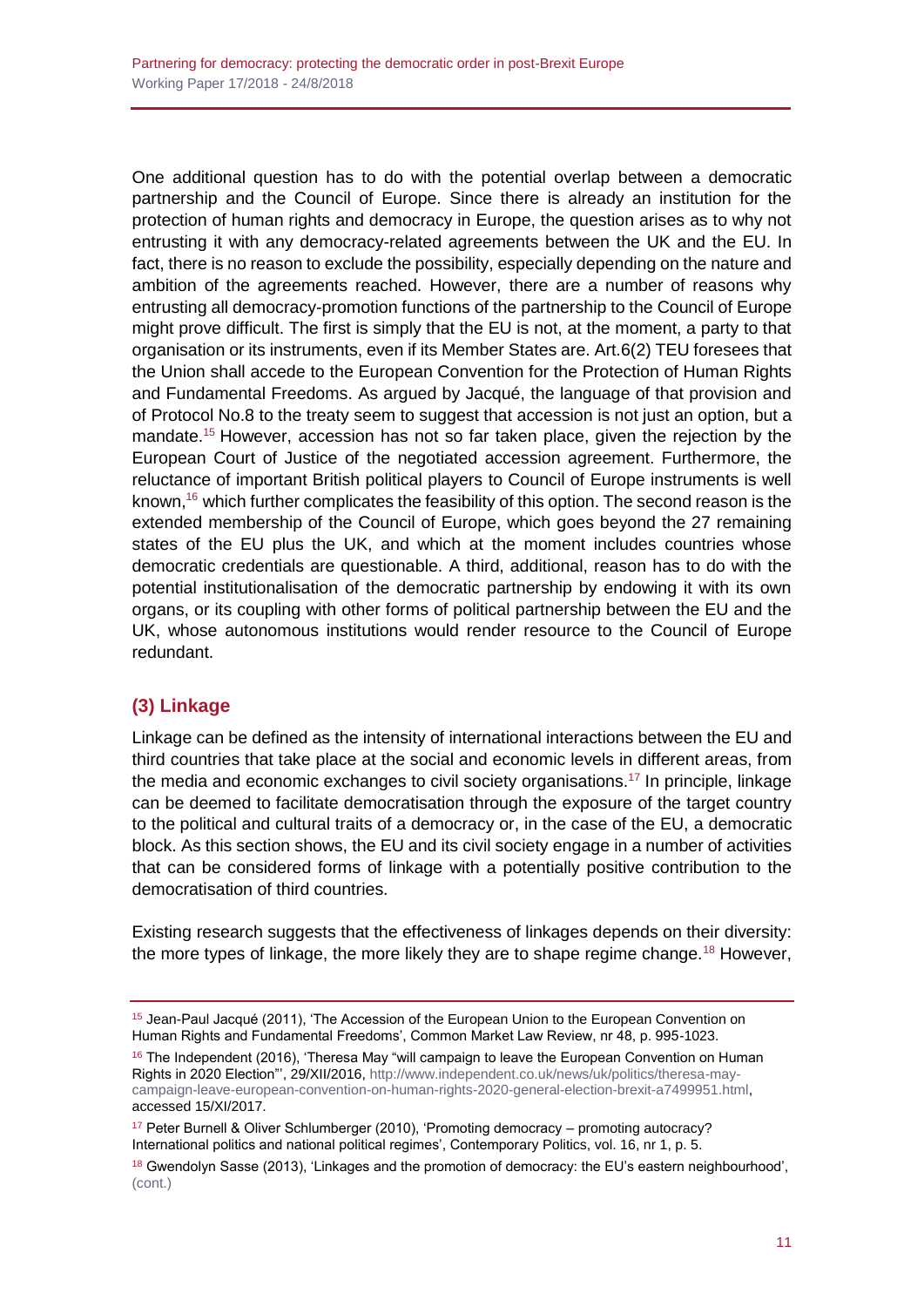One additional question has to do with the potential overlap between a democratic partnership and the Council of Europe. Since there is already an institution for the protection of human rights and democracy in Europe, the question arises as to why not entrusting it with any democracy-related agreements between the UK and the EU. In fact, there is no reason to exclude the possibility, especially depending on the nature and ambition of the agreements reached. However, there are a number of reasons why entrusting all democracy-promotion functions of the partnership to the Council of Europe might prove difficult. The first is simply that the EU is not, at the moment, a party to that organisation or its instruments, even if its Member States are. Art.6(2) TEU foresees that the Union shall accede to the European Convention for the Protection of Human Rights and Fundamental Freedoms. As argued by Jacqué, the language of that provision and of Protocol No.8 to the treaty seem to suggest that accession is not just an option, but a mandate.[15] However, accession has not so far taken place, given the rejection by the European Court of Justice of the negotiated accession agreement. Furthermore, the reluctance of important British political players to Council of Europe instruments is well known,[16] which further complicates the feasibility of this option. The second reason is the extended membership of the Council of Europe, which goes beyond the 27 remaining states of the EU plus the UK, and which at the moment includes countries whose democratic credentials are questionable. A third, additional, reason has to do with the potential institutionalisation of the democratic partnership by endowing it with its own organs, or its coupling with other forms of political partnership between the EU and the UK, whose autonomous institutions would render resource to the Council of Europe redundant.

## (3) Linkage

Linkage can be defined as the intensity of international interactions between the EU and third countries that take place at the social and economic levels in different areas, from the media and economic exchanges to civil society organisations.[17] In principle, linkage can be deemed to facilitate democratisation through the exposure of the target country to the political and cultural traits of a democracy or, in the case of the EU, a democratic block. As this section shows, the EU and its civil society engage in a number of activities that can be considered forms of linkage with a potentially positive contribution to the democratisation of third countries.

Existing research suggests that the effectiveness of linkages depends on their diversity: the more types of linkage, the more likely they are to shape regime change.[18] However,

---

[15] Jean-Paul Jacqué (2011), 'The Accession of the European Union to the European Convention on Human Rights and Fundamental Freedoms', Common Market Law Review, nr 48, p. 995-1023.

[16] The Independent (2016), 'Theresa May "will campaign to leave the European Convention on Human Rights in 2020 Election"', 29/XII/2016, http://www.independent.co.uk/news/uk/politics/theresa-may-campaign-leave-european-convention-on-human-rights-2020-general-election-brexit-a7499951.html, accessed 15/XI/2017.

[17] Peter Burnell & Oliver Schlumberger (2010), 'Promoting democracy – promoting autocracy? International politics and national political regimes', Contemporary Politics, vol. 16, nr 1, p. 5.

[18] Gwendolyn Sasse (2013), 'Linkages and the promotion of democracy: the EU's eastern neighbourhood', (cont.)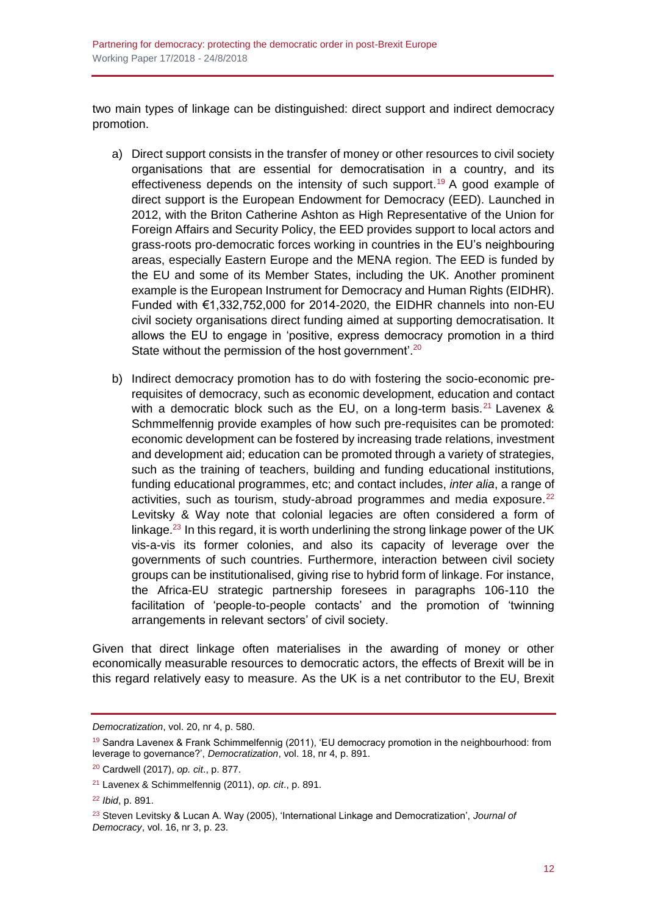two main types of linkage can be distinguished: direct support and indirect democracy promotion.

a) Direct support consists in the transfer of money or other resources to civil society organisations that are essential for democratisation in a country, and its effectiveness depends on the intensity of such support.[19] A good example of direct support is the European Endowment for Democracy (EED). Launched in 2012, with the Briton Catherine Ashton as High Representative of the Union for Foreign Affairs and Security Policy, the EED provides support to local actors and grass-roots pro-democratic forces working in countries in the EU's neighbouring areas, especially Eastern Europe and the MENA region. The EED is funded by the EU and some of its Member States, including the UK. Another prominent example is the European Instrument for Democracy and Human Rights (EIDHR). Funded with €1,332,752,000 for 2014-2020, the EIDHR channels into non-EU civil society organisations direct funding aimed at supporting democratisation. It allows the EU to engage in 'positive, express democracy promotion in a third State without the permission of the host government'.[20]

b) Indirect democracy promotion has to do with fostering the socio-economic pre-requisites of democracy, such as economic development, education and contact with a democratic block such as the EU, on a long-term basis.[21] Lavenex & Schmmelfennig provide examples of how such pre-requisites can be promoted: economic development can be fostered by increasing trade relations, investment and development aid; education can be promoted through a variety of strategies, such as the training of teachers, building and funding educational institutions, funding educational programmes, etc; and contact includes, *inter alia*, a range of activities, such as tourism, study-abroad programmes and media exposure.[22] Levitsky & Way note that colonial legacies are often considered a form of linkage.[23] In this regard, it is worth underlining the strong linkage power of the UK vis-a-vis its former colonies, and also its capacity of leverage over the governments of such countries. Furthermore, interaction between civil society groups can be institutionalised, giving rise to hybrid form of linkage. For instance, the Africa-EU strategic partnership foresees in paragraphs 106-110 the facilitation of 'people-to-people contacts' and the promotion of 'twinning arrangements in relevant sectors' of civil society.

Given that direct linkage often materialises in the awarding of money or other economically measurable resources to democratic actors, the effects of Brexit will be in this regard relatively easy to measure. As the UK is a net contributor to the EU, Brexit

---

*Democratization*, vol. 20, nr 4, p. 580.

[19] Sandra Lavenex & Frank Schimmelfennig (2011), 'EU democracy promotion in the neighbourhood: from leverage to governance?', *Democratization*, vol. 18, nr 4, p. 891.

[20] Cardwell (2017), *op. cit*., p. 877.

[21] Lavenex & Schimmelfennig (2011), *op. cit*., p. 891.

[22] *Ibid*, p. 891.

[23] Steven Levitsky & Lucan A. Way (2005), 'International Linkage and Democratization', *Journal of Democracy*, vol. 16, nr 3, p. 23.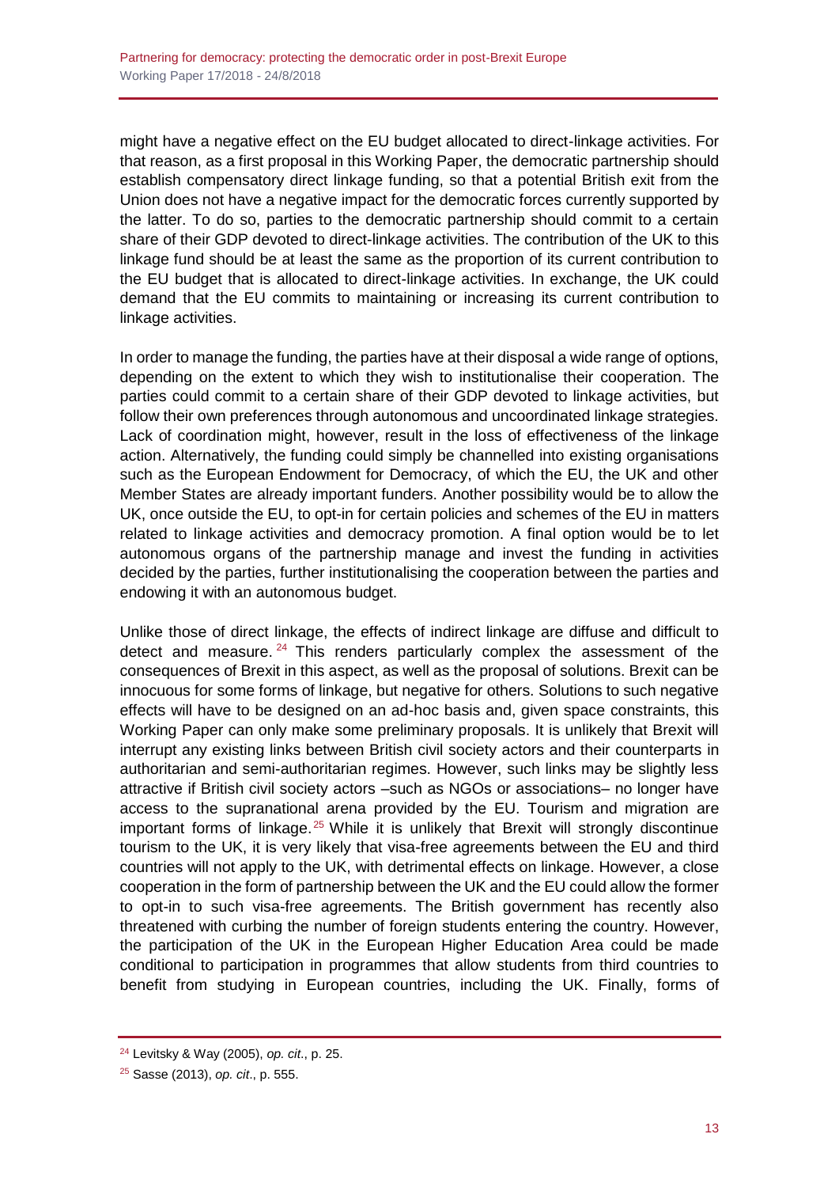might have a negative effect on the EU budget allocated to direct-linkage activities. For that reason, as a first proposal in this Working Paper, the democratic partnership should establish compensatory direct linkage funding, so that a potential British exit from the Union does not have a negative impact for the democratic forces currently supported by the latter. To do so, parties to the democratic partnership should commit to a certain share of their GDP devoted to direct-linkage activities. The contribution of the UK to this linkage fund should be at least the same as the proportion of its current contribution to the EU budget that is allocated to direct-linkage activities. In exchange, the UK could demand that the EU commits to maintaining or increasing its current contribution to linkage activities.

In order to manage the funding, the parties have at their disposal a wide range of options, depending on the extent to which they wish to institutionalise their cooperation. The parties could commit to a certain share of their GDP devoted to linkage activities, but follow their own preferences through autonomous and uncoordinated linkage strategies. Lack of coordination might, however, result in the loss of effectiveness of the linkage action. Alternatively, the funding could simply be channelled into existing organisations such as the European Endowment for Democracy, of which the EU, the UK and other Member States are already important funders. Another possibility would be to allow the UK, once outside the EU, to opt-in for certain policies and schemes of the EU in matters related to linkage activities and democracy promotion. A final option would be to let autonomous organs of the partnership manage and invest the funding in activities decided by the parties, further institutionalising the cooperation between the parties and endowing it with an autonomous budget.

Unlike those of direct linkage, the effects of indirect linkage are diffuse and difficult to detect and measure.[24] This renders particularly complex the assessment of the consequences of Brexit in this aspect, as well as the proposal of solutions. Brexit can be innocuous for some forms of linkage, but negative for others. Solutions to such negative effects will have to be designed on an ad-hoc basis and, given space constraints, this Working Paper can only make some preliminary proposals. It is unlikely that Brexit will interrupt any existing links between British civil society actors and their counterparts in authoritarian and semi-authoritarian regimes. However, such links may be slightly less attractive if British civil society actors –such as NGOs or associations– no longer have access to the supranational arena provided by the EU. Tourism and migration are important forms of linkage.[25] While it is unlikely that Brexit will strongly discontinue tourism to the UK, it is very likely that visa-free agreements between the EU and third countries will not apply to the UK, with detrimental effects on linkage. However, a close cooperation in the form of partnership between the UK and the EU could allow the former to opt-in to such visa-free agreements. The British government has recently also threatened with curbing the number of foreign students entering the country. However, the participation of the UK in the European Higher Education Area could be made conditional to participation in programmes that allow students from third countries to benefit from studying in European countries, including the UK. Finally, forms of

---

[24] Levitsky & Way (2005), *op. cit*., p. 25.

[25] Sasse (2013), *op. cit*., p. 555.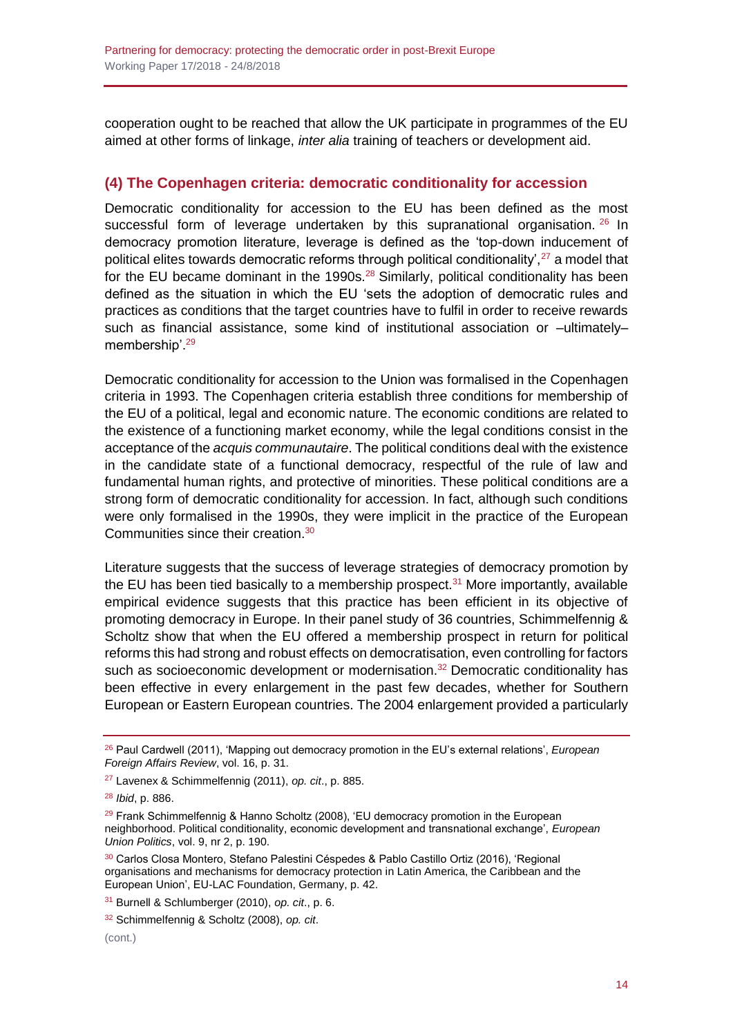cooperation ought to be reached that allow the UK participate in programmes of the EU aimed at other forms of linkage, *inter alia* training of teachers or development aid.

## (4) The Copenhagen criteria: democratic conditionality for accession

Democratic conditionality for accession to the EU has been defined as the most successful form of leverage undertaken by this supranational organisation.[26] In democracy promotion literature, leverage is defined as the 'top-down inducement of political elites towards democratic reforms through political conditionality',[27] a model that for the EU became dominant in the 1990s.[28] Similarly, political conditionality has been defined as the situation in which the EU 'sets the adoption of democratic rules and practices as conditions that the target countries have to fulfil in order to receive rewards such as financial assistance, some kind of institutional association or –ultimately– membership'.[29]

Democratic conditionality for accession to the Union was formalised in the Copenhagen criteria in 1993. The Copenhagen criteria establish three conditions for membership of the EU of a political, legal and economic nature. The economic conditions are related to the existence of a functioning market economy, while the legal conditions consist in the acceptance of the *acquis communautaire*. The political conditions deal with the existence in the candidate state of a functional democracy, respectful of the rule of law and fundamental human rights, and protective of minorities. These political conditions are a strong form of democratic conditionality for accession. In fact, although such conditions were only formalised in the 1990s, they were implicit in the practice of the European Communities since their creation.[30]

Literature suggests that the success of leverage strategies of democracy promotion by the EU has been tied basically to a membership prospect.[31] More importantly, available empirical evidence suggests that this practice has been efficient in its objective of promoting democracy in Europe. In their panel study of 36 countries, Schimmelfennig & Scholtz show that when the EU offered a membership prospect in return for political reforms this had strong and robust effects on democratisation, even controlling for factors such as socioeconomic development or modernisation.[32] Democratic conditionality has been effective in every enlargement in the past few decades, whether for Southern European or Eastern European countries. The 2004 enlargement provided a particularly

---

[26] Paul Cardwell (2011), 'Mapping out democracy promotion in the EU's external relations', *European Foreign Affairs Review*, vol. 16, p. 31.

[27] Lavenex & Schimmelfennig (2011), *op. cit*., p. 885.

[28] *Ibid*, p. 886.

[29] Frank Schimmelfennig & Hanno Scholtz (2008), 'EU democracy promotion in the European neighborhood. Political conditionality, economic development and transnational exchange', *European Union Politics*, vol. 9, nr 2, p. 190.

[30] Carlos Closa Montero, Stefano Palestini Céspedes & Pablo Castillo Ortiz (2016), 'Regional organisations and mechanisms for democracy protection in Latin America, the Caribbean and the European Union', EU-LAC Foundation, Germany, p. 42.

[31] Burnell & Schlumberger (2010), *op. cit*., p. 6.

[32] Schimmelfennig & Scholtz (2008), *op. cit*.

(cont.)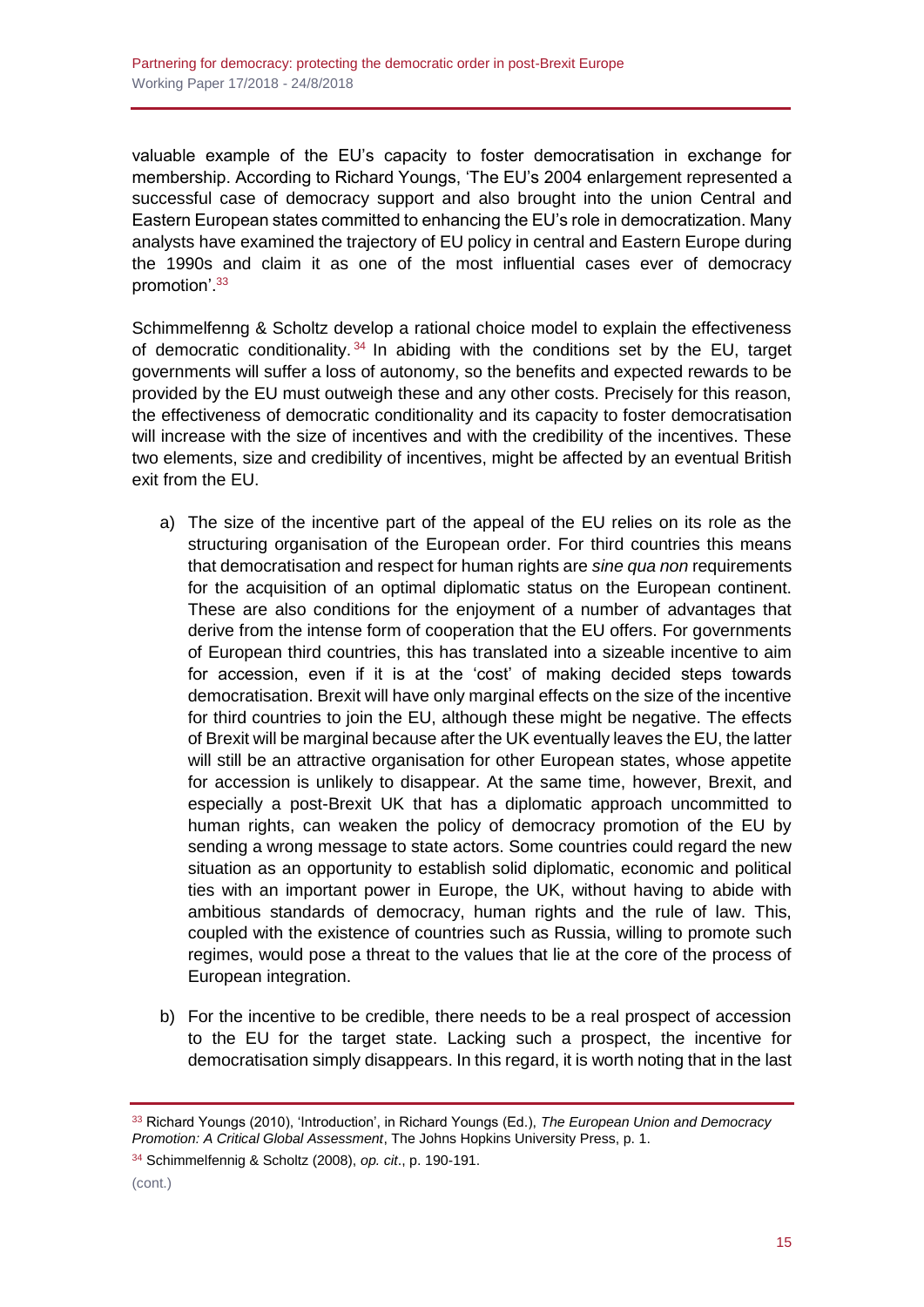valuable example of the EU's capacity to foster democratisation in exchange for membership. According to Richard Youngs, 'The EU's 2004 enlargement represented a successful case of democracy support and also brought into the union Central and Eastern European states committed to enhancing the EU's role in democratization. Many analysts have examined the trajectory of EU policy in central and Eastern Europe during the 1990s and claim it as one of the most influential cases ever of democracy promotion'.[33]

Schimmelfenng & Scholtz develop a rational choice model to explain the effectiveness of democratic conditionality.[34] In abiding with the conditions set by the EU, target governments will suffer a loss of autonomy, so the benefits and expected rewards to be provided by the EU must outweigh these and any other costs. Precisely for this reason, the effectiveness of democratic conditionality and its capacity to foster democratisation will increase with the size of incentives and with the credibility of the incentives. These two elements, size and credibility of incentives, might be affected by an eventual British exit from the EU.

a) The size of the incentive part of the appeal of the EU relies on its role as the structuring organisation of the European order. For third countries this means that democratisation and respect for human rights are *sine qua non* requirements for the acquisition of an optimal diplomatic status on the European continent. These are also conditions for the enjoyment of a number of advantages that derive from the intense form of cooperation that the EU offers. For governments of European third countries, this has translated into a sizeable incentive to aim for accession, even if it is at the 'cost' of making decided steps towards democratisation. Brexit will have only marginal effects on the size of the incentive for third countries to join the EU, although these might be negative. The effects of Brexit will be marginal because after the UK eventually leaves the EU, the latter will still be an attractive organisation for other European states, whose appetite for accession is unlikely to disappear. At the same time, however, Brexit, and especially a post-Brexit UK that has a diplomatic approach uncommitted to human rights, can weaken the policy of democracy promotion of the EU by sending a wrong message to state actors. Some countries could regard the new situation as an opportunity to establish solid diplomatic, economic and political ties with an important power in Europe, the UK, without having to abide with ambitious standards of democracy, human rights and the rule of law. This, coupled with the existence of countries such as Russia, willing to promote such regimes, would pose a threat to the values that lie at the core of the process of European integration.

b) For the incentive to be credible, there needs to be a real prospect of accession to the EU for the target state. Lacking such a prospect, the incentive for democratisation simply disappears. In this regard, it is worth noting that in the last

---

[33] Richard Youngs (2010), 'Introduction', in Richard Youngs (Ed.), *The European Union and Democracy Promotion: A Critical Global Assessment*, The Johns Hopkins University Press, p. 1.

[34] Schimmelfennig & Scholtz (2008), *op. cit*., p. 190-191.

(cont.)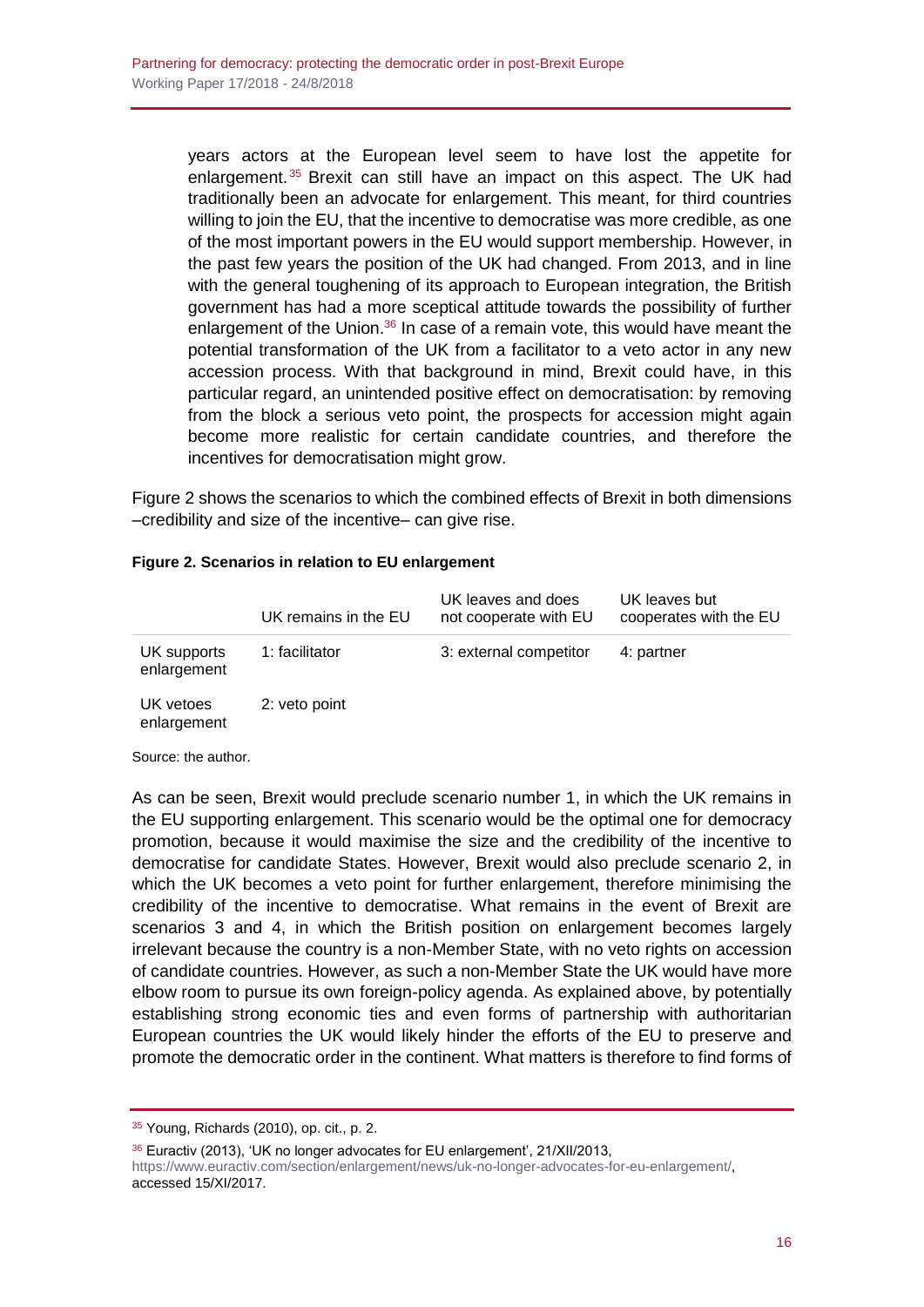years actors at the European level seem to have lost the appetite for enlargement.[35] Brexit can still have an impact on this aspect. The UK had traditionally been an advocate for enlargement. This meant, for third countries willing to join the EU, that the incentive to democratise was more credible, as one of the most important powers in the EU would support membership. However, in the past few years the position of the UK had changed. From 2013, and in line with the general toughening of its approach to European integration, the British government has had a more sceptical attitude towards the possibility of further enlargement of the Union.[36] In case of a remain vote, this would have meant the potential transformation of the UK from a facilitator to a veto actor in any new accession process. With that background in mind, Brexit could have, in this particular regard, an unintended positive effect on democratisation: by removing from the block a serious veto point, the prospects for accession might again become more realistic for certain candidate countries, and therefore the incentives for democratisation might grow.

Figure 2 shows the scenarios to which the combined effects of Brexit in both dimensions –credibility and size of the incentive– can give rise.

**Figure 2. Scenarios in relation to EU enlargement**

| | UK remains in the EU | UK leaves and does not cooperate with EU | UK leaves but cooperates with the EU |
|---|---|---|---|
| UK supports enlargement | 1: facilitator | 3: external competitor | 4: partner |
| UK vetoes enlargement | 2: veto point | | |

Source: the author.

As can be seen, Brexit would preclude scenario number 1, in which the UK remains in the EU supporting enlargement. This scenario would be the optimal one for democracy promotion, because it would maximise the size and the credibility of the incentive to democratise for candidate States. However, Brexit would also preclude scenario 2, in which the UK becomes a veto point for further enlargement, therefore minimising the credibility of the incentive to democratise. What remains in the event of Brexit are scenarios 3 and 4, in which the British position on enlargement becomes largely irrelevant because the country is a non-Member State, with no veto rights on accession of candidate countries. However, as such a non-Member State the UK would have more elbow room to pursue its own foreign-policy agenda. As explained above, by potentially establishing strong economic ties and even forms of partnership with authoritarian European countries the UK would likely hinder the efforts of the EU to preserve and promote the democratic order in the continent. What matters is therefore to find forms of

[35] Young, Richards (2010), op. cit., p. 2.

[36] Euractiv (2013), 'UK no longer advocates for EU enlargement', 21/XII/2013, https://www.euractiv.com/section/enlargement/news/uk-no-longer-advocates-for-eu-enlargement/, accessed 15/XI/2017.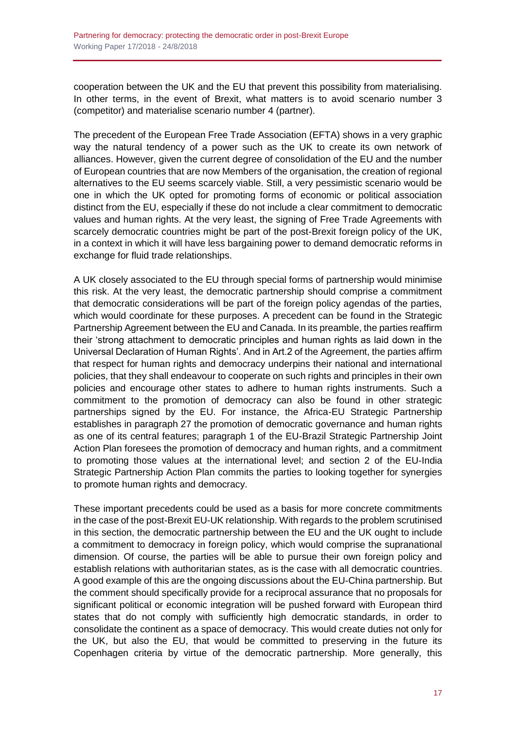cooperation between the UK and the EU that prevent this possibility from materialising. In other terms, in the event of Brexit, what matters is to avoid scenario number 3 (competitor) and materialise scenario number 4 (partner).

The precedent of the European Free Trade Association (EFTA) shows in a very graphic way the natural tendency of a power such as the UK to create its own network of alliances. However, given the current degree of consolidation of the EU and the number of European countries that are now Members of the organisation, the creation of regional alternatives to the EU seems scarcely viable. Still, a very pessimistic scenario would be one in which the UK opted for promoting forms of economic or political association distinct from the EU, especially if these do not include a clear commitment to democratic values and human rights. At the very least, the signing of Free Trade Agreements with scarcely democratic countries might be part of the post-Brexit foreign policy of the UK, in a context in which it will have less bargaining power to demand democratic reforms in exchange for fluid trade relationships.

A UK closely associated to the EU through special forms of partnership would minimise this risk. At the very least, the democratic partnership should comprise a commitment that democratic considerations will be part of the foreign policy agendas of the parties, which would coordinate for these purposes. A precedent can be found in the Strategic Partnership Agreement between the EU and Canada. In its preamble, the parties reaffirm their 'strong attachment to democratic principles and human rights as laid down in the Universal Declaration of Human Rights'. And in Art.2 of the Agreement, the parties affirm that respect for human rights and democracy underpins their national and international policies, that they shall endeavour to cooperate on such rights and principles in their own policies and encourage other states to adhere to human rights instruments. Such a commitment to the promotion of democracy can also be found in other strategic partnerships signed by the EU. For instance, the Africa-EU Strategic Partnership establishes in paragraph 27 the promotion of democratic governance and human rights as one of its central features; paragraph 1 of the EU-Brazil Strategic Partnership Joint Action Plan foresees the promotion of democracy and human rights, and a commitment to promoting those values at the international level; and section 2 of the EU-India Strategic Partnership Action Plan commits the parties to looking together for synergies to promote human rights and democracy.

These important precedents could be used as a basis for more concrete commitments in the case of the post-Brexit EU-UK relationship. With regards to the problem scrutinised in this section, the democratic partnership between the EU and the UK ought to include a commitment to democracy in foreign policy, which would comprise the supranational dimension. Of course, the parties will be able to pursue their own foreign policy and establish relations with authoritarian states, as is the case with all democratic countries. A good example of this are the ongoing discussions about the EU-China partnership. But the comment should specifically provide for a reciprocal assurance that no proposals for significant political or economic integration will be pushed forward with European third states that do not comply with sufficiently high democratic standards, in order to consolidate the continent as a space of democracy. This would create duties not only for the UK, but also the EU, that would be committed to preserving in the future its Copenhagen criteria by virtue of the democratic partnership. More generally, this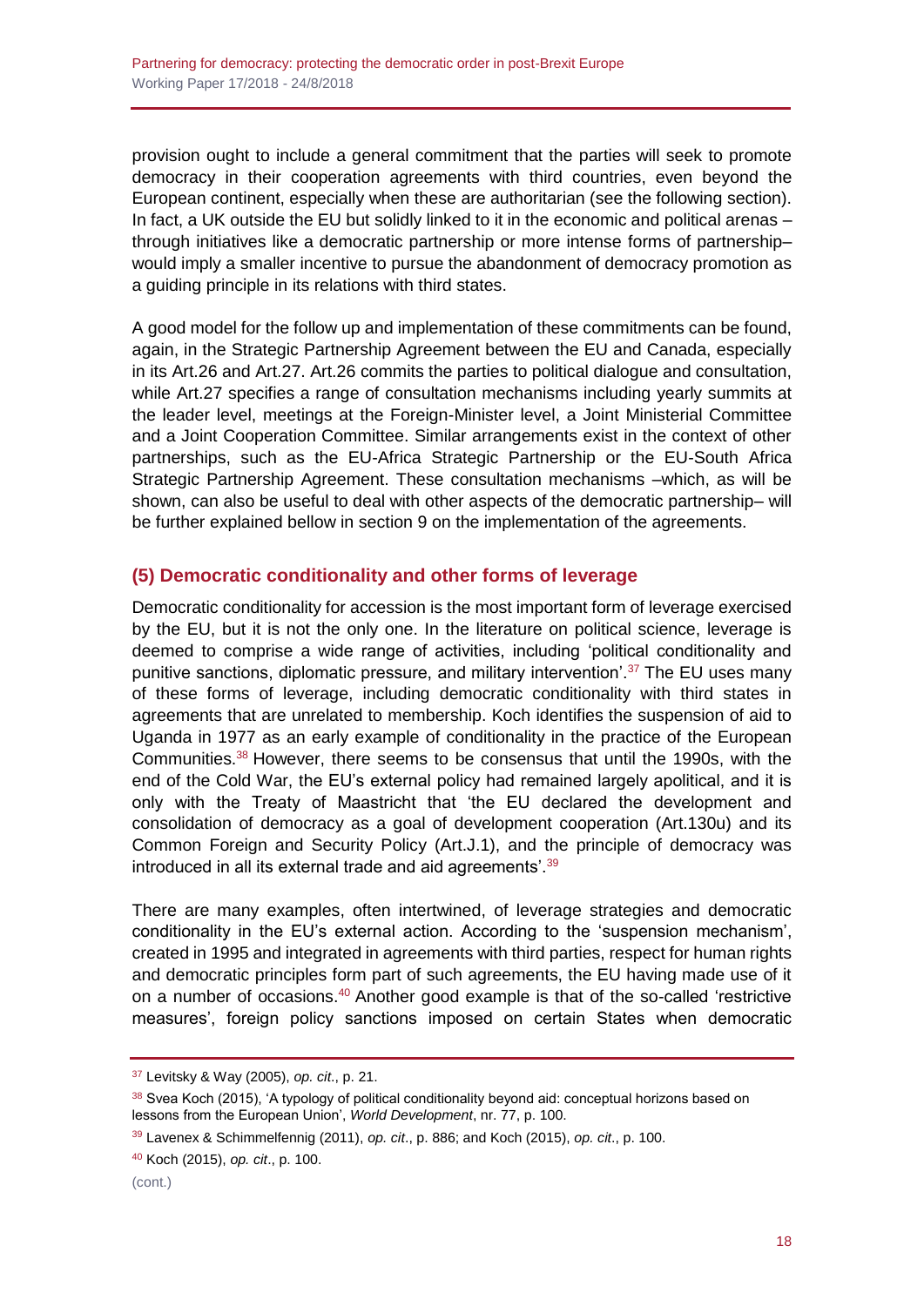provision ought to include a general commitment that the parties will seek to promote democracy in their cooperation agreements with third countries, even beyond the European continent, especially when these are authoritarian (see the following section). In fact, a UK outside the EU but solidly linked to it in the economic and political arenas – through initiatives like a democratic partnership or more intense forms of partnership– would imply a smaller incentive to pursue the abandonment of democracy promotion as a guiding principle in its relations with third states.

A good model for the follow up and implementation of these commitments can be found, again, in the Strategic Partnership Agreement between the EU and Canada, especially in its Art.26 and Art.27. Art.26 commits the parties to political dialogue and consultation, while Art.27 specifies a range of consultation mechanisms including yearly summits at the leader level, meetings at the Foreign-Minister level, a Joint Ministerial Committee and a Joint Cooperation Committee. Similar arrangements exist in the context of other partnerships, such as the EU-Africa Strategic Partnership or the EU-South Africa Strategic Partnership Agreement. These consultation mechanisms –which, as will be shown, can also be useful to deal with other aspects of the democratic partnership– will be further explained bellow in section 9 on the implementation of the agreements.

## (5) Democratic conditionality and other forms of leverage

Democratic conditionality for accession is the most important form of leverage exercised by the EU, but it is not the only one. In the literature on political science, leverage is deemed to comprise a wide range of activities, including 'political conditionality and punitive sanctions, diplomatic pressure, and military intervention'.[37] The EU uses many of these forms of leverage, including democratic conditionality with third states in agreements that are unrelated to membership. Koch identifies the suspension of aid to Uganda in 1977 as an early example of conditionality in the practice of the European Communities.[38] However, there seems to be consensus that until the 1990s, with the end of the Cold War, the EU's external policy had remained largely apolitical, and it is only with the Treaty of Maastricht that 'the EU declared the development and consolidation of democracy as a goal of development cooperation (Art.130u) and its Common Foreign and Security Policy (Art.J.1), and the principle of democracy was introduced in all its external trade and aid agreements'.[39]

There are many examples, often intertwined, of leverage strategies and democratic conditionality in the EU's external action. According to the 'suspension mechanism', created in 1995 and integrated in agreements with third parties, respect for human rights and democratic principles form part of such agreements, the EU having made use of it on a number of occasions.[40] Another good example is that of the so-called 'restrictive measures', foreign policy sanctions imposed on certain States when democratic

[37] Levitsky & Way (2005), *op. cit*., p. 21.

[38] Svea Koch (2015), 'A typology of political conditionality beyond aid: conceptual horizons based on lessons from the European Union', *World Development*, nr. 77, p. 100.

[39] Lavenex & Schimmelfennig (2011), *op. cit*., p. 886; and Koch (2015), *op. cit*., p. 100.

[40] Koch (2015), *op. cit*., p. 100.

(cont.)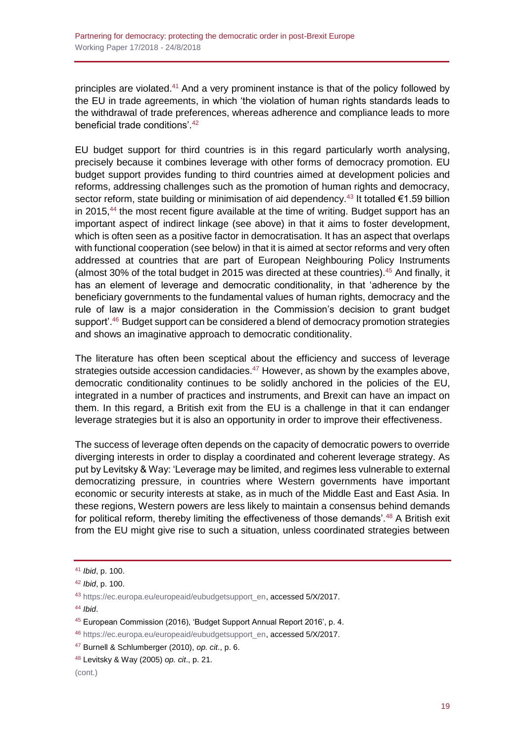principles are violated.[41] And a very prominent instance is that of the policy followed by the EU in trade agreements, in which 'the violation of human rights standards leads to the withdrawal of trade preferences, whereas adherence and compliance leads to more beneficial trade conditions'.[42]

EU budget support for third countries is in this regard particularly worth analysing, precisely because it combines leverage with other forms of democracy promotion. EU budget support provides funding to third countries aimed at development policies and reforms, addressing challenges such as the promotion of human rights and democracy, sector reform, state building or minimisation of aid dependency.[43] It totalled €1.59 billion in 2015,[44] the most recent figure available at the time of writing. Budget support has an important aspect of indirect linkage (see above) in that it aims to foster development, which is often seen as a positive factor in democratisation. It has an aspect that overlaps with functional cooperation (see below) in that it is aimed at sector reforms and very often addressed at countries that are part of European Neighbouring Policy Instruments (almost 30% of the total budget in 2015 was directed at these countries).[45] And finally, it has an element of leverage and democratic conditionality, in that 'adherence by the beneficiary governments to the fundamental values of human rights, democracy and the rule of law is a major consideration in the Commission's decision to grant budget support'.[46] Budget support can be considered a blend of democracy promotion strategies and shows an imaginative approach to democratic conditionality.

The literature has often been sceptical about the efficiency and success of leverage strategies outside accession candidacies.[47] However, as shown by the examples above, democratic conditionality continues to be solidly anchored in the policies of the EU, integrated in a number of practices and instruments, and Brexit can have an impact on them. In this regard, a British exit from the EU is a challenge in that it can endanger leverage strategies but it is also an opportunity in order to improve their effectiveness.

The success of leverage often depends on the capacity of democratic powers to override diverging interests in order to display a coordinated and coherent leverage strategy. As put by Levitsky & Way: 'Leverage may be limited, and regimes less vulnerable to external democratizing pressure, in countries where Western governments have important economic or security interests at stake, as in much of the Middle East and East Asia. In these regions, Western powers are less likely to maintain a consensus behind demands for political reform, thereby limiting the effectiveness of those demands'.[48] A British exit from the EU might give rise to such a situation, unless coordinated strategies between

---

[41] *Ibid*, p. 100.

[42] *Ibid*, p. 100.

[43] https://ec.europa.eu/europeaid/eubudgetsupport_en, accessed 5/X/2017.

[44] *Ibid*.

[45] European Commission (2016), 'Budget Support Annual Report 2016', p. 4.

[46] https://ec.europa.eu/europeaid/eubudgetsupport_en, accessed 5/X/2017.

[47] Burnell & Schlumberger (2010), *op. cit*., p. 6.

[48] Levitsky & Way (2005) *op. cit*., p. 21.

(cont.)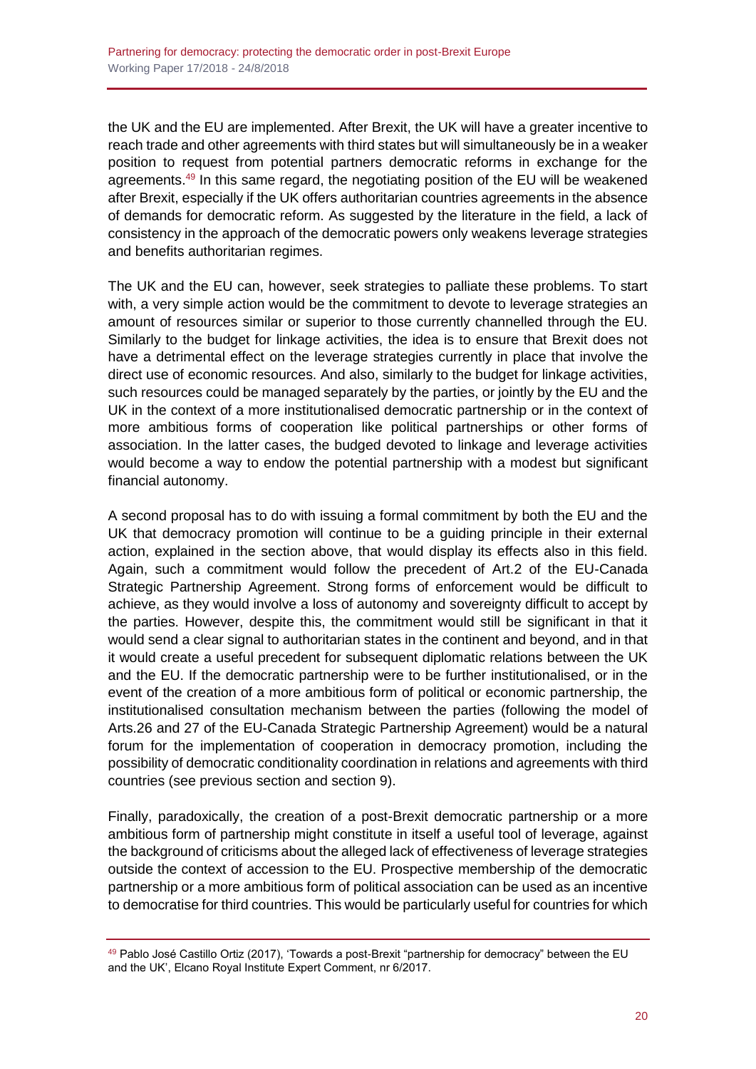the UK and the EU are implemented. After Brexit, the UK will have a greater incentive to reach trade and other agreements with third states but will simultaneously be in a weaker position to request from potential partners democratic reforms in exchange for the agreements.[49] In this same regard, the negotiating position of the EU will be weakened after Brexit, especially if the UK offers authoritarian countries agreements in the absence of demands for democratic reform. As suggested by the literature in the field, a lack of consistency in the approach of the democratic powers only weakens leverage strategies and benefits authoritarian regimes.

The UK and the EU can, however, seek strategies to palliate these problems. To start with, a very simple action would be the commitment to devote to leverage strategies an amount of resources similar or superior to those currently channelled through the EU. Similarly to the budget for linkage activities, the idea is to ensure that Brexit does not have a detrimental effect on the leverage strategies currently in place that involve the direct use of economic resources. And also, similarly to the budget for linkage activities, such resources could be managed separately by the parties, or jointly by the EU and the UK in the context of a more institutionalised democratic partnership or in the context of more ambitious forms of cooperation like political partnerships or other forms of association. In the latter cases, the budged devoted to linkage and leverage activities would become a way to endow the potential partnership with a modest but significant financial autonomy.

A second proposal has to do with issuing a formal commitment by both the EU and the UK that democracy promotion will continue to be a guiding principle in their external action, explained in the section above, that would display its effects also in this field. Again, such a commitment would follow the precedent of Art.2 of the EU-Canada Strategic Partnership Agreement. Strong forms of enforcement would be difficult to achieve, as they would involve a loss of autonomy and sovereignty difficult to accept by the parties. However, despite this, the commitment would still be significant in that it would send a clear signal to authoritarian states in the continent and beyond, and in that it would create a useful precedent for subsequent diplomatic relations between the UK and the EU. If the democratic partnership were to be further institutionalised, or in the event of the creation of a more ambitious form of political or economic partnership, the institutionalised consultation mechanism between the parties (following the model of Arts.26 and 27 of the EU-Canada Strategic Partnership Agreement) would be a natural forum for the implementation of cooperation in democracy promotion, including the possibility of democratic conditionality coordination in relations and agreements with third countries (see previous section and section 9).

Finally, paradoxically, the creation of a post-Brexit democratic partnership or a more ambitious form of partnership might constitute in itself a useful tool of leverage, against the background of criticisms about the alleged lack of effectiveness of leverage strategies outside the context of accession to the EU. Prospective membership of the democratic partnership or a more ambitious form of political association can be used as an incentive to democratise for third countries. This would be particularly useful for countries for which

---

[49] Pablo José Castillo Ortiz (2017), 'Towards a post-Brexit "partnership for democracy" between the EU and the UK', Elcano Royal Institute Expert Comment, nr 6/2017.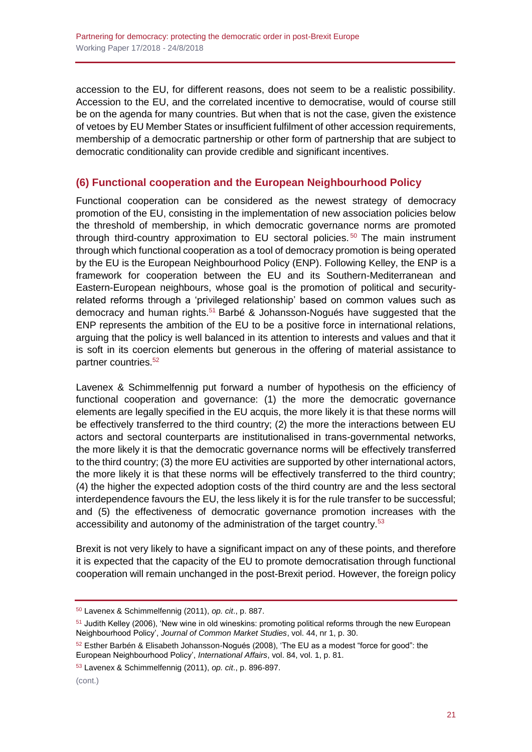accession to the EU, for different reasons, does not seem to be a realistic possibility. Accession to the EU, and the correlated incentive to democratise, would of course still be on the agenda for many countries. But when that is not the case, given the existence of vetoes by EU Member States or insufficient fulfilment of other accession requirements, membership of a democratic partnership or other form of partnership that are subject to democratic conditionality can provide credible and significant incentives.

## (6) Functional cooperation and the European Neighbourhood Policy

Functional cooperation can be considered as the newest strategy of democracy promotion of the EU, consisting in the implementation of new association policies below the threshold of membership, in which democratic governance norms are promoted through third-country approximation to EU sectoral policies.[50] The main instrument through which functional cooperation as a tool of democracy promotion is being operated by the EU is the European Neighbourhood Policy (ENP). Following Kelley, the ENP is a framework for cooperation between the EU and its Southern-Mediterranean and Eastern-European neighbours, whose goal is the promotion of political and security-related reforms through a 'privileged relationship' based on common values such as democracy and human rights.[51] Barbé & Johansson-Nogués have suggested that the ENP represents the ambition of the EU to be a positive force in international relations, arguing that the policy is well balanced in its attention to interests and values and that it is soft in its coercion elements but generous in the offering of material assistance to partner countries.[52]

Lavenex & Schimmelfennig put forward a number of hypothesis on the efficiency of functional cooperation and governance: (1) the more the democratic governance elements are legally specified in the EU acquis, the more likely it is that these norms will be effectively transferred to the third country; (2) the more the interactions between EU actors and sectoral counterparts are institutionalised in trans-governmental networks, the more likely it is that the democratic governance norms will be effectively transferred to the third country; (3) the more EU activities are supported by other international actors, the more likely it is that these norms will be effectively transferred to the third country; (4) the higher the expected adoption costs of the third country are and the less sectoral interdependence favours the EU, the less likely it is for the rule transfer to be successful; and (5) the effectiveness of democratic governance promotion increases with the accessibility and autonomy of the administration of the target country.[53]

Brexit is not very likely to have a significant impact on any of these points, and therefore it is expected that the capacity of the EU to promote democratisation through functional cooperation will remain unchanged in the post-Brexit period. However, the foreign policy

---

[50] Lavenex & Schimmelfennig (2011), *op. cit.*, p. 887.

[51] Judith Kelley (2006), 'New wine in old wineskins: promoting political reforms through the new European Neighbourhood Policy', *Journal of Common Market Studies*, vol. 44, nr 1, p. 30.

[52] Esther Barbén & Elisabeth Johansson-Nogués (2008), 'The EU as a modest "force for good": the European Neighbourhood Policy', *International Affairs*, vol. 84, vol. 1, p. 81.

[53] Lavenex & Schimmelfennig (2011), *op. cit.*, p. 896-897.

(cont.)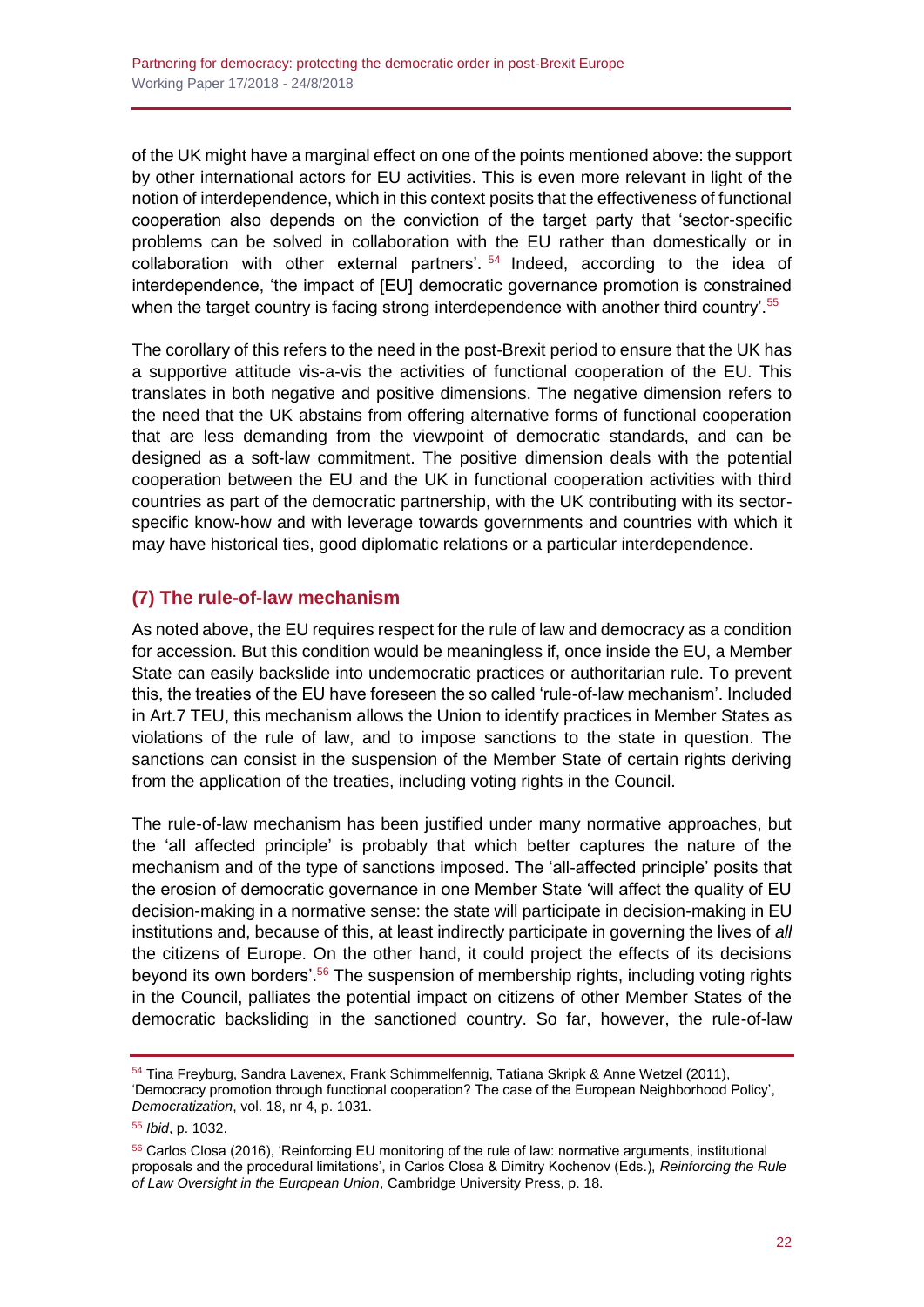of the UK might have a marginal effect on one of the points mentioned above: the support by other international actors for EU activities. This is even more relevant in light of the notion of interdependence, which in this context posits that the effectiveness of functional cooperation also depends on the conviction of the target party that 'sector-specific problems can be solved in collaboration with the EU rather than domestically or in collaboration with other external partners'. [54] Indeed, according to the idea of interdependence, 'the impact of [EU] democratic governance promotion is constrained when the target country is facing strong interdependence with another third country'.[55]

The corollary of this refers to the need in the post-Brexit period to ensure that the UK has a supportive attitude vis-a-vis the activities of functional cooperation of the EU. This translates in both negative and positive dimensions. The negative dimension refers to the need that the UK abstains from offering alternative forms of functional cooperation that are less demanding from the viewpoint of democratic standards, and can be designed as a soft-law commitment. The positive dimension deals with the potential cooperation between the EU and the UK in functional cooperation activities with third countries as part of the democratic partnership, with the UK contributing with its sector-specific know-how and with leverage towards governments and countries with which it may have historical ties, good diplomatic relations or a particular interdependence.

## (7) The rule-of-law mechanism

As noted above, the EU requires respect for the rule of law and democracy as a condition for accession. But this condition would be meaningless if, once inside the EU, a Member State can easily backslide into undemocratic practices or authoritarian rule. To prevent this, the treaties of the EU have foreseen the so called 'rule-of-law mechanism'. Included in Art.7 TEU, this mechanism allows the Union to identify practices in Member States as violations of the rule of law, and to impose sanctions to the state in question. The sanctions can consist in the suspension of the Member State of certain rights deriving from the application of the treaties, including voting rights in the Council.

The rule-of-law mechanism has been justified under many normative approaches, but the 'all affected principle' is probably that which better captures the nature of the mechanism and of the type of sanctions imposed. The 'all-affected principle' posits that the erosion of democratic governance in one Member State 'will affect the quality of EU decision-making in a normative sense: the state will participate in decision-making in EU institutions and, because of this, at least indirectly participate in governing the lives of *all* the citizens of Europe. On the other hand, it could project the effects of its decisions beyond its own borders'.[56] The suspension of membership rights, including voting rights in the Council, palliates the potential impact on citizens of other Member States of the democratic backsliding in the sanctioned country. So far, however, the rule-of-law

---

[54] Tina Freyburg, Sandra Lavenex, Frank Schimmelfennig, Tatiana Skripk & Anne Wetzel (2011), 'Democracy promotion through functional cooperation? The case of the European Neighborhood Policy', *Democratization*, vol. 18, nr 4, p. 1031.

[55] *Ibid*, p. 1032.

[56] Carlos Closa (2016), 'Reinforcing EU monitoring of the rule of law: normative arguments, institutional proposals and the procedural limitations', in Carlos Closa & Dimitry Kochenov (Eds.), *Reinforcing the Rule of Law Oversight in the European Union*, Cambridge University Press, p. 18.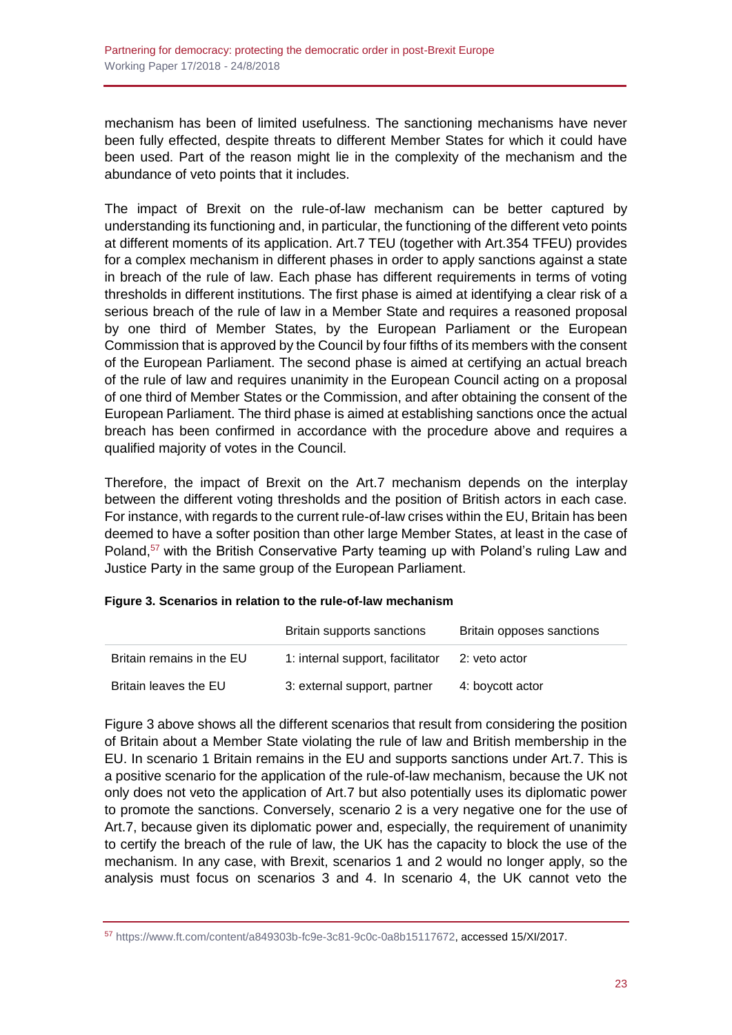mechanism has been of limited usefulness. The sanctioning mechanisms have never been fully effected, despite threats to different Member States for which it could have been used. Part of the reason might lie in the complexity of the mechanism and the abundance of veto points that it includes.

The impact of Brexit on the rule-of-law mechanism can be better captured by understanding its functioning and, in particular, the functioning of the different veto points at different moments of its application. Art.7 TEU (together with Art.354 TFEU) provides for a complex mechanism in different phases in order to apply sanctions against a state in breach of the rule of law. Each phase has different requirements in terms of voting thresholds in different institutions. The first phase is aimed at identifying a clear risk of a serious breach of the rule of law in a Member State and requires a reasoned proposal by one third of Member States, by the European Parliament or the European Commission that is approved by the Council by four fifths of its members with the consent of the European Parliament. The second phase is aimed at certifying an actual breach of the rule of law and requires unanimity in the European Council acting on a proposal of one third of Member States or the Commission, and after obtaining the consent of the European Parliament. The third phase is aimed at establishing sanctions once the actual breach has been confirmed in accordance with the procedure above and requires a qualified majority of votes in the Council.

Therefore, the impact of Brexit on the Art.7 mechanism depends on the interplay between the different voting thresholds and the position of British actors in each case. For instance, with regards to the current rule-of-law crises within the EU, Britain has been deemed to have a softer position than other large Member States, at least in the case of Poland,[57] with the British Conservative Party teaming up with Poland's ruling Law and Justice Party in the same group of the European Parliament.

**Figure 3. Scenarios in relation to the rule-of-law mechanism**

| | Britain supports sanctions | Britain opposes sanctions |
|---|---|---|
| Britain remains in the EU | 1: internal support, facilitator | 2: veto actor |
| Britain leaves the EU | 3: external support, partner | 4: boycott actor |

Figure 3 above shows all the different scenarios that result from considering the position of Britain about a Member State violating the rule of law and British membership in the EU. In scenario 1 Britain remains in the EU and supports sanctions under Art.7. This is a positive scenario for the application of the rule-of-law mechanism, because the UK not only does not veto the application of Art.7 but also potentially uses its diplomatic power to promote the sanctions. Conversely, scenario 2 is a very negative one for the use of Art.7, because given its diplomatic power and, especially, the requirement of unanimity to certify the breach of the rule of law, the UK has the capacity to block the use of the mechanism. In any case, with Brexit, scenarios 1 and 2 would no longer apply, so the analysis must focus on scenarios 3 and 4. In scenario 4, the UK cannot veto the

[57] https://www.ft.com/content/a849303b-fc9e-3c81-9c0c-0a8b15117672, accessed 15/XI/2017.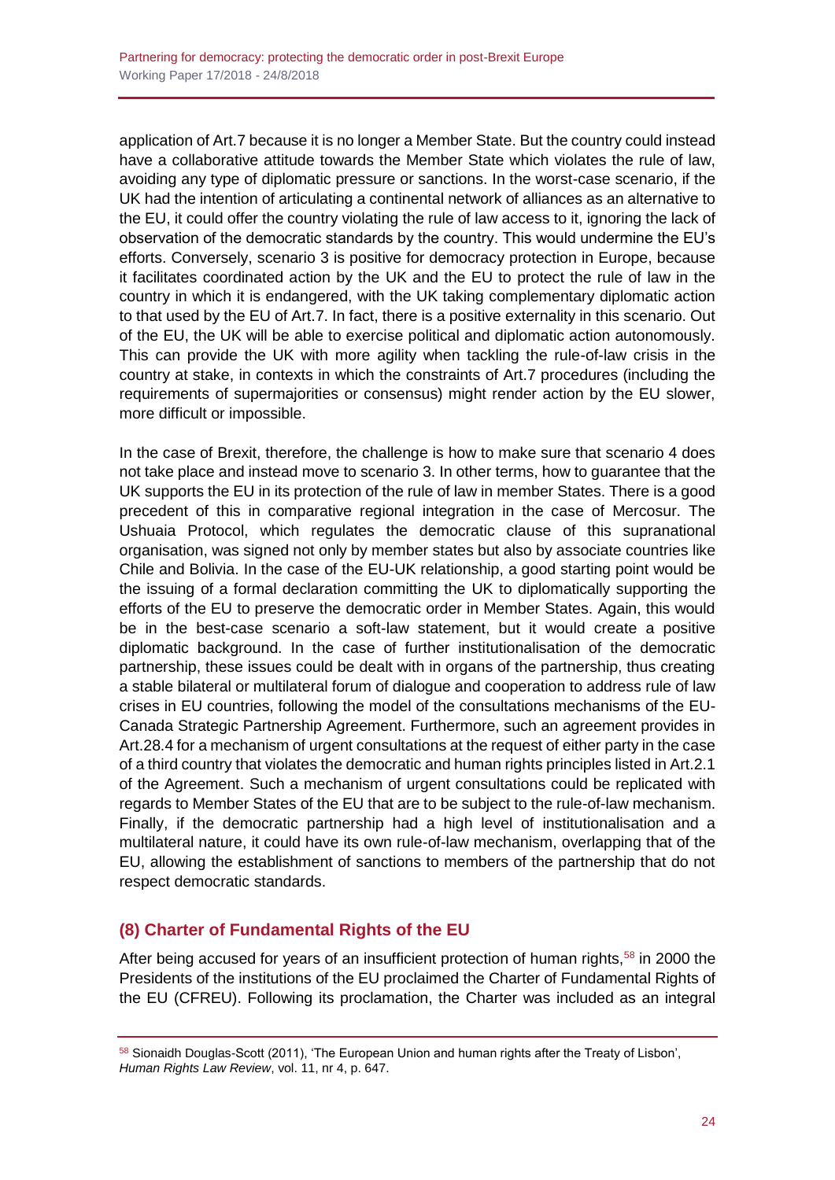application of Art.7 because it is no longer a Member State. But the country could instead have a collaborative attitude towards the Member State which violates the rule of law, avoiding any type of diplomatic pressure or sanctions. In the worst-case scenario, if the UK had the intention of articulating a continental network of alliances as an alternative to the EU, it could offer the country violating the rule of law access to it, ignoring the lack of observation of the democratic standards by the country. This would undermine the EU's efforts. Conversely, scenario 3 is positive for democracy protection in Europe, because it facilitates coordinated action by the UK and the EU to protect the rule of law in the country in which it is endangered, with the UK taking complementary diplomatic action to that used by the EU of Art.7. In fact, there is a positive externality in this scenario. Out of the EU, the UK will be able to exercise political and diplomatic action autonomously. This can provide the UK with more agility when tackling the rule-of-law crisis in the country at stake, in contexts in which the constraints of Art.7 procedures (including the requirements of supermajorities or consensus) might render action by the EU slower, more difficult or impossible.

In the case of Brexit, therefore, the challenge is how to make sure that scenario 4 does not take place and instead move to scenario 3. In other terms, how to guarantee that the UK supports the EU in its protection of the rule of law in member States. There is a good precedent of this in comparative regional integration in the case of Mercosur. The Ushuaia Protocol, which regulates the democratic clause of this supranational organisation, was signed not only by member states but also by associate countries like Chile and Bolivia. In the case of the EU-UK relationship, a good starting point would be the issuing of a formal declaration committing the UK to diplomatically supporting the efforts of the EU to preserve the democratic order in Member States. Again, this would be in the best-case scenario a soft-law statement, but it would create a positive diplomatic background. In the case of further institutionalisation of the democratic partnership, these issues could be dealt with in organs of the partnership, thus creating a stable bilateral or multilateral forum of dialogue and cooperation to address rule of law crises in EU countries, following the model of the consultations mechanisms of the EU-Canada Strategic Partnership Agreement. Furthermore, such an agreement provides in Art.28.4 for a mechanism of urgent consultations at the request of either party in the case of a third country that violates the democratic and human rights principles listed in Art.2.1 of the Agreement. Such a mechanism of urgent consultations could be replicated with regards to Member States of the EU that are to be subject to the rule-of-law mechanism. Finally, if the democratic partnership had a high level of institutionalisation and a multilateral nature, it could have its own rule-of-law mechanism, overlapping that of the EU, allowing the establishment of sanctions to members of the partnership that do not respect democratic standards.

## (8) Charter of Fundamental Rights of the EU

After being accused for years of an insufficient protection of human rights,[58] in 2000 the Presidents of the institutions of the EU proclaimed the Charter of Fundamental Rights of the EU (CFREU). Following its proclamation, the Charter was included as an integral

[58] Sionaidh Douglas-Scott (2011), 'The European Union and human rights after the Treaty of Lisbon', *Human Rights Law Review*, vol. 11, nr 4, p. 647.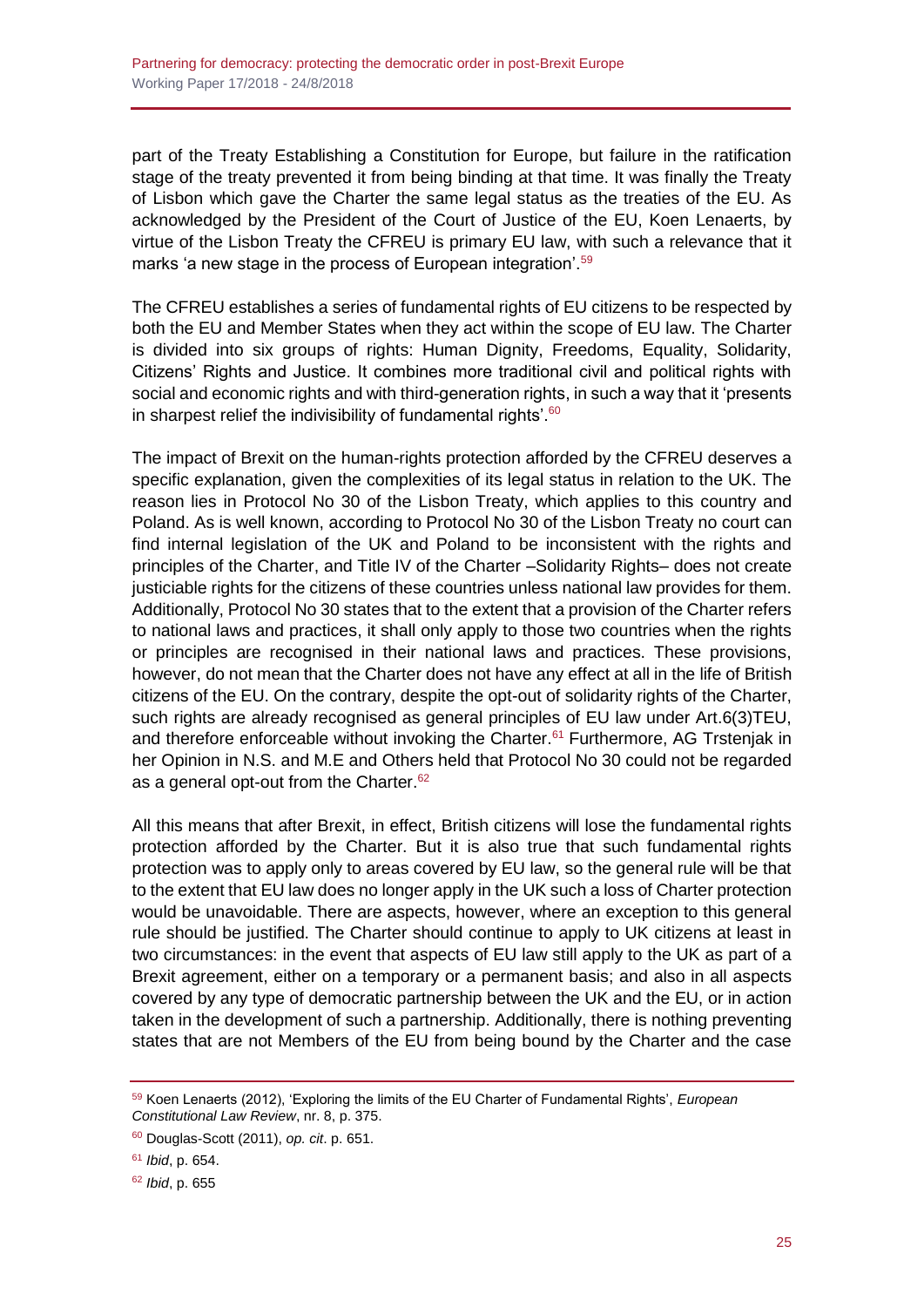part of the Treaty Establishing a Constitution for Europe, but failure in the ratification stage of the treaty prevented it from being binding at that time. It was finally the Treaty of Lisbon which gave the Charter the same legal status as the treaties of the EU. As acknowledged by the President of the Court of Justice of the EU, Koen Lenaerts, by virtue of the Lisbon Treaty the CFREU is primary EU law, with such a relevance that it marks 'a new stage in the process of European integration'.[59]

The CFREU establishes a series of fundamental rights of EU citizens to be respected by both the EU and Member States when they act within the scope of EU law. The Charter is divided into six groups of rights: Human Dignity, Freedoms, Equality, Solidarity, Citizens' Rights and Justice. It combines more traditional civil and political rights with social and economic rights and with third-generation rights, in such a way that it 'presents in sharpest relief the indivisibility of fundamental rights'.[60]

The impact of Brexit on the human-rights protection afforded by the CFREU deserves a specific explanation, given the complexities of its legal status in relation to the UK. The reason lies in Protocol No 30 of the Lisbon Treaty, which applies to this country and Poland. As is well known, according to Protocol No 30 of the Lisbon Treaty no court can find internal legislation of the UK and Poland to be inconsistent with the rights and principles of the Charter, and Title IV of the Charter –Solidarity Rights– does not create justiciable rights for the citizens of these countries unless national law provides for them. Additionally, Protocol No 30 states that to the extent that a provision of the Charter refers to national laws and practices, it shall only apply to those two countries when the rights or principles are recognised in their national laws and practices. These provisions, however, do not mean that the Charter does not have any effect at all in the life of British citizens of the EU. On the contrary, despite the opt-out of solidarity rights of the Charter, such rights are already recognised as general principles of EU law under Art.6(3)TEU, and therefore enforceable without invoking the Charter.[61] Furthermore, AG Trstenjak in her Opinion in N.S. and M.E and Others held that Protocol No 30 could not be regarded as a general opt-out from the Charter.[62]

All this means that after Brexit, in effect, British citizens will lose the fundamental rights protection afforded by the Charter. But it is also true that such fundamental rights protection was to apply only to areas covered by EU law, so the general rule will be that to the extent that EU law does no longer apply in the UK such a loss of Charter protection would be unavoidable. There are aspects, however, where an exception to this general rule should be justified. The Charter should continue to apply to UK citizens at least in two circumstances: in the event that aspects of EU law still apply to the UK as part of a Brexit agreement, either on a temporary or a permanent basis; and also in all aspects covered by any type of democratic partnership between the UK and the EU, or in action taken in the development of such a partnership. Additionally, there is nothing preventing states that are not Members of the EU from being bound by the Charter and the case

[59] Koen Lenaerts (2012), 'Exploring the limits of the EU Charter of Fundamental Rights', *European Constitutional Law Review*, nr. 8, p. 375.

[60] Douglas-Scott (2011), *op. cit*. p. 651.

[61] *Ibid*, p. 654.

[62] *Ibid*, p. 655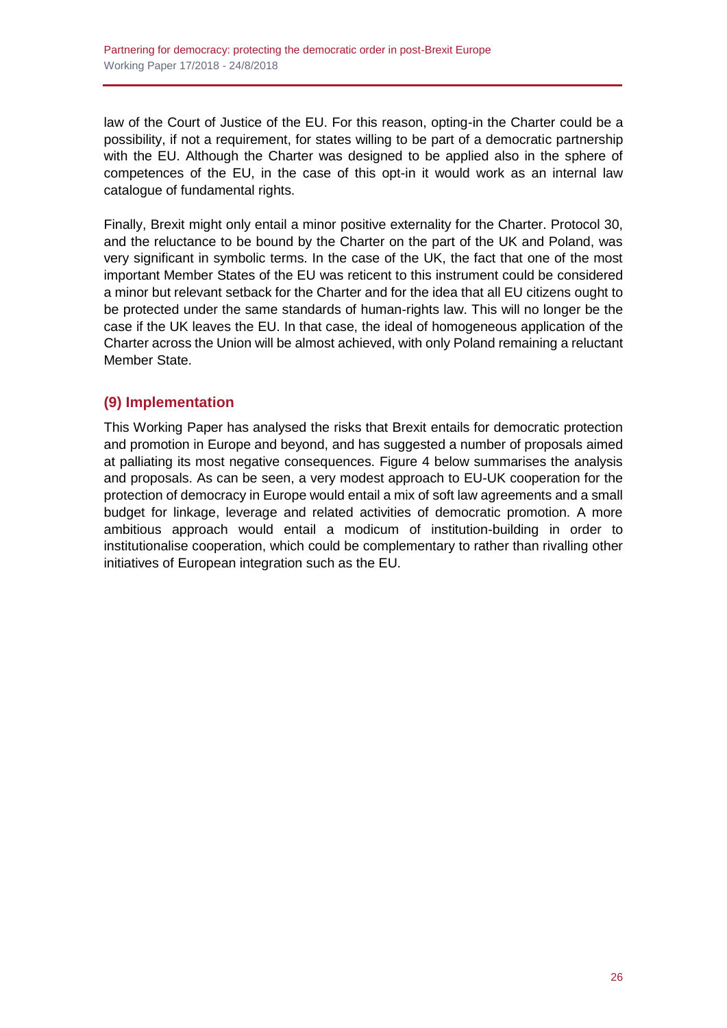law of the Court of Justice of the EU. For this reason, opting-in the Charter could be a possibility, if not a requirement, for states willing to be part of a democratic partnership with the EU. Although the Charter was designed to be applied also in the sphere of competences of the EU, in the case of this opt-in it would work as an internal law catalogue of fundamental rights.

Finally, Brexit might only entail a minor positive externality for the Charter. Protocol 30, and the reluctance to be bound by the Charter on the part of the UK and Poland, was very significant in symbolic terms. In the case of the UK, the fact that one of the most important Member States of the EU was reticent to this instrument could be considered a minor but relevant setback for the Charter and for the idea that all EU citizens ought to be protected under the same standards of human-rights law. This will no longer be the case if the UK leaves the EU. In that case, the ideal of homogeneous application of the Charter across the Union will be almost achieved, with only Poland remaining a reluctant Member State.

## (9) Implementation

This Working Paper has analysed the risks that Brexit entails for democratic protection and promotion in Europe and beyond, and has suggested a number of proposals aimed at palliating its most negative consequences. Figure 4 below summarises the analysis and proposals. As can be seen, a very modest approach to EU-UK cooperation for the protection of democracy in Europe would entail a mix of soft law agreements and a small budget for linkage, leverage and related activities of democratic promotion. A more ambitious approach would entail a modicum of institution-building in order to institutionalise cooperation, which could be complementary to rather than rivalling other initiatives of European integration such as the EU.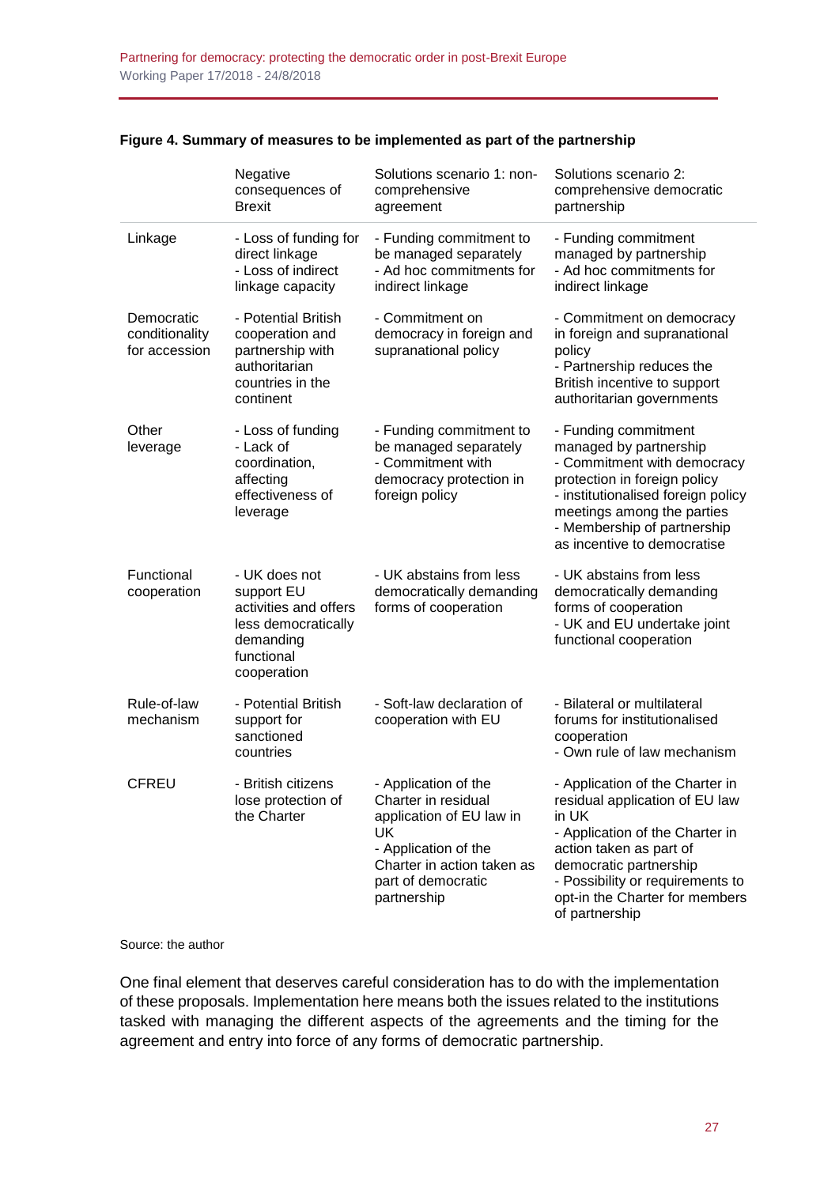**Figure 4. Summary of measures to be implemented as part of the partnership**

| | Negative consequences of Brexit | Solutions scenario 1: non-comprehensive agreement | Solutions scenario 2: comprehensive democratic partnership |
|---|---|---|---|
| Linkage | - Loss of funding for direct linkage<br>- Loss of indirect linkage capacity | - Funding commitment to be managed separately<br>- Ad hoc commitments for indirect linkage | - Funding commitment managed by partnership<br>- Ad hoc commitments for indirect linkage |
| Democratic conditionality for accession | - Potential British cooperation and partnership with authoritarian countries in the continent | - Commitment on democracy in foreign and supranational policy | - Commitment on democracy in foreign and supranational policy<br>- Partnership reduces the British incentive to support authoritarian governments |
| Other leverage | - Loss of funding<br>- Lack of coordination, affecting effectiveness of leverage | - Funding commitment to be managed separately<br>- Commitment with democracy protection in foreign policy | - Funding commitment managed by partnership<br>- Commitment with democracy protection in foreign policy<br>- institutionalised foreign policy meetings among the parties<br>- Membership of partnership as incentive to democratise |
| Functional cooperation | - UK does not support EU activities and offers less democratically demanding functional cooperation | - UK abstains from less democratically demanding forms of cooperation | - UK abstains from less democratically demanding forms of cooperation<br>- UK and EU undertake joint functional cooperation |
| Rule-of-law mechanism | - Potential British support for sanctioned countries | - Soft-law declaration of cooperation with EU | - Bilateral or multilateral forums for institutionalised cooperation<br>- Own rule of law mechanism |
| CFREU | - British citizens lose protection of the Charter | - Application of the Charter in residual application of EU law in UK<br>- Application of the Charter in action taken as part of democratic partnership | - Application of the Charter in residual application of EU law in UK<br>- Application of the Charter in action taken as part of democratic partnership<br>- Possibility or requirements to opt-in the Charter for members of partnership |

Source: the author

One final element that deserves careful consideration has to do with the implementation of these proposals. Implementation here means both the issues related to the institutions tasked with managing the different aspects of the agreements and the timing for the agreement and entry into force of any forms of democratic partnership.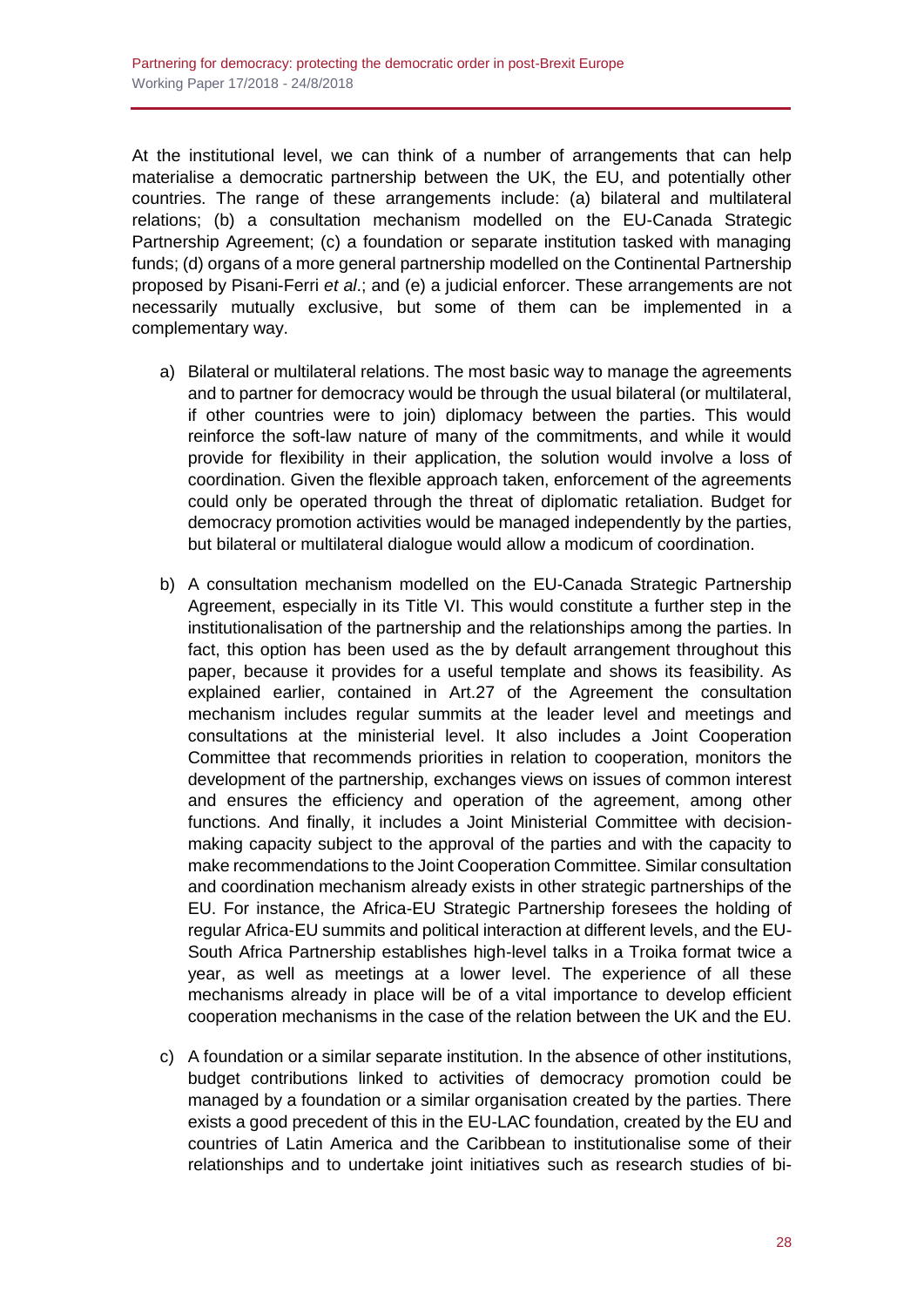At the institutional level, we can think of a number of arrangements that can help materialise a democratic partnership between the UK, the EU, and potentially other countries. The range of these arrangements include: (a) bilateral and multilateral relations; (b) a consultation mechanism modelled on the EU-Canada Strategic Partnership Agreement; (c) a foundation or separate institution tasked with managing funds; (d) organs of a more general partnership modelled on the Continental Partnership proposed by Pisani-Ferri *et al*.; and (e) a judicial enforcer. These arrangements are not necessarily mutually exclusive, but some of them can be implemented in a complementary way.

a) Bilateral or multilateral relations. The most basic way to manage the agreements and to partner for democracy would be through the usual bilateral (or multilateral, if other countries were to join) diplomacy between the parties. This would reinforce the soft-law nature of many of the commitments, and while it would provide for flexibility in their application, the solution would involve a loss of coordination. Given the flexible approach taken, enforcement of the agreements could only be operated through the threat of diplomatic retaliation. Budget for democracy promotion activities would be managed independently by the parties, but bilateral or multilateral dialogue would allow a modicum of coordination.

b) A consultation mechanism modelled on the EU-Canada Strategic Partnership Agreement, especially in its Title VI. This would constitute a further step in the institutionalisation of the partnership and the relationships among the parties. In fact, this option has been used as the by default arrangement throughout this paper, because it provides for a useful template and shows its feasibility. As explained earlier, contained in Art.27 of the Agreement the consultation mechanism includes regular summits at the leader level and meetings and consultations at the ministerial level. It also includes a Joint Cooperation Committee that recommends priorities in relation to cooperation, monitors the development of the partnership, exchanges views on issues of common interest and ensures the efficiency and operation of the agreement, among other functions. And finally, it includes a Joint Ministerial Committee with decision-making capacity subject to the approval of the parties and with the capacity to make recommendations to the Joint Cooperation Committee. Similar consultation and coordination mechanism already exists in other strategic partnerships of the EU. For instance, the Africa-EU Strategic Partnership foresees the holding of regular Africa-EU summits and political interaction at different levels, and the EU-South Africa Partnership establishes high-level talks in a Troika format twice a year, as well as meetings at a lower level. The experience of all these mechanisms already in place will be of a vital importance to develop efficient cooperation mechanisms in the case of the relation between the UK and the EU.

c) A foundation or a similar separate institution. In the absence of other institutions, budget contributions linked to activities of democracy promotion could be managed by a foundation or a similar organisation created by the parties. There exists a good precedent of this in the EU-LAC foundation, created by the EU and countries of Latin America and the Caribbean to institutionalise some of their relationships and to undertake joint initiatives such as research studies of bi-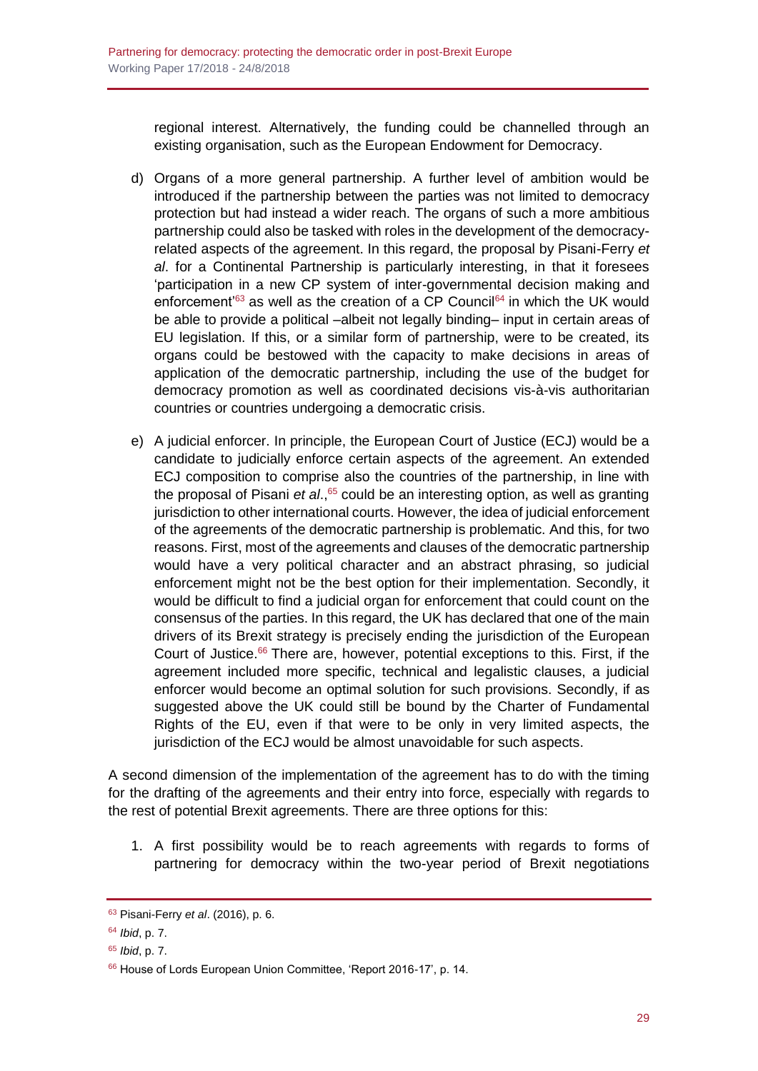regional interest. Alternatively, the funding could be channelled through an existing organisation, such as the European Endowment for Democracy.

d) Organs of a more general partnership. A further level of ambition would be introduced if the partnership between the parties was not limited to democracy protection but had instead a wider reach. The organs of such a more ambitious partnership could also be tasked with roles in the development of the democracy-related aspects of the agreement. In this regard, the proposal by Pisani-Ferry *et al*. for a Continental Partnership is particularly interesting, in that it foresees 'participation in a new CP system of inter-governmental decision making and enforcement'[63] as well as the creation of a CP Council[64] in which the UK would be able to provide a political –albeit not legally binding– input in certain areas of EU legislation. If this, or a similar form of partnership, were to be created, its organs could be bestowed with the capacity to make decisions in areas of application of the democratic partnership, including the use of the budget for democracy promotion as well as coordinated decisions vis-à-vis authoritarian countries or countries undergoing a democratic crisis.

e) A judicial enforcer. In principle, the European Court of Justice (ECJ) would be a candidate to judicially enforce certain aspects of the agreement. An extended ECJ composition to comprise also the countries of the partnership, in line with the proposal of Pisani *et al*.,[65] could be an interesting option, as well as granting jurisdiction to other international courts. However, the idea of judicial enforcement of the agreements of the democratic partnership is problematic. And this, for two reasons. First, most of the agreements and clauses of the democratic partnership would have a very political character and an abstract phrasing, so judicial enforcement might not be the best option for their implementation. Secondly, it would be difficult to find a judicial organ for enforcement that could count on the consensus of the parties. In this regard, the UK has declared that one of the main drivers of its Brexit strategy is precisely ending the jurisdiction of the European Court of Justice.[66] There are, however, potential exceptions to this. First, if the agreement included more specific, technical and legalistic clauses, a judicial enforcer would become an optimal solution for such provisions. Secondly, if as suggested above the UK could still be bound by the Charter of Fundamental Rights of the EU, even if that were to be only in very limited aspects, the jurisdiction of the ECJ would be almost unavoidable for such aspects.

A second dimension of the implementation of the agreement has to do with the timing for the drafting of the agreements and their entry into force, especially with regards to the rest of potential Brexit agreements. There are three options for this:

1. A first possibility would be to reach agreements with regards to forms of partnering for democracy within the two-year period of Brexit negotiations

---

[63] Pisani-Ferry *et al*. (2016), p. 6.

[64] *Ibid*, p. 7.

[65] *Ibid*, p. 7.

[66] House of Lords European Union Committee, 'Report 2016-17', p. 14.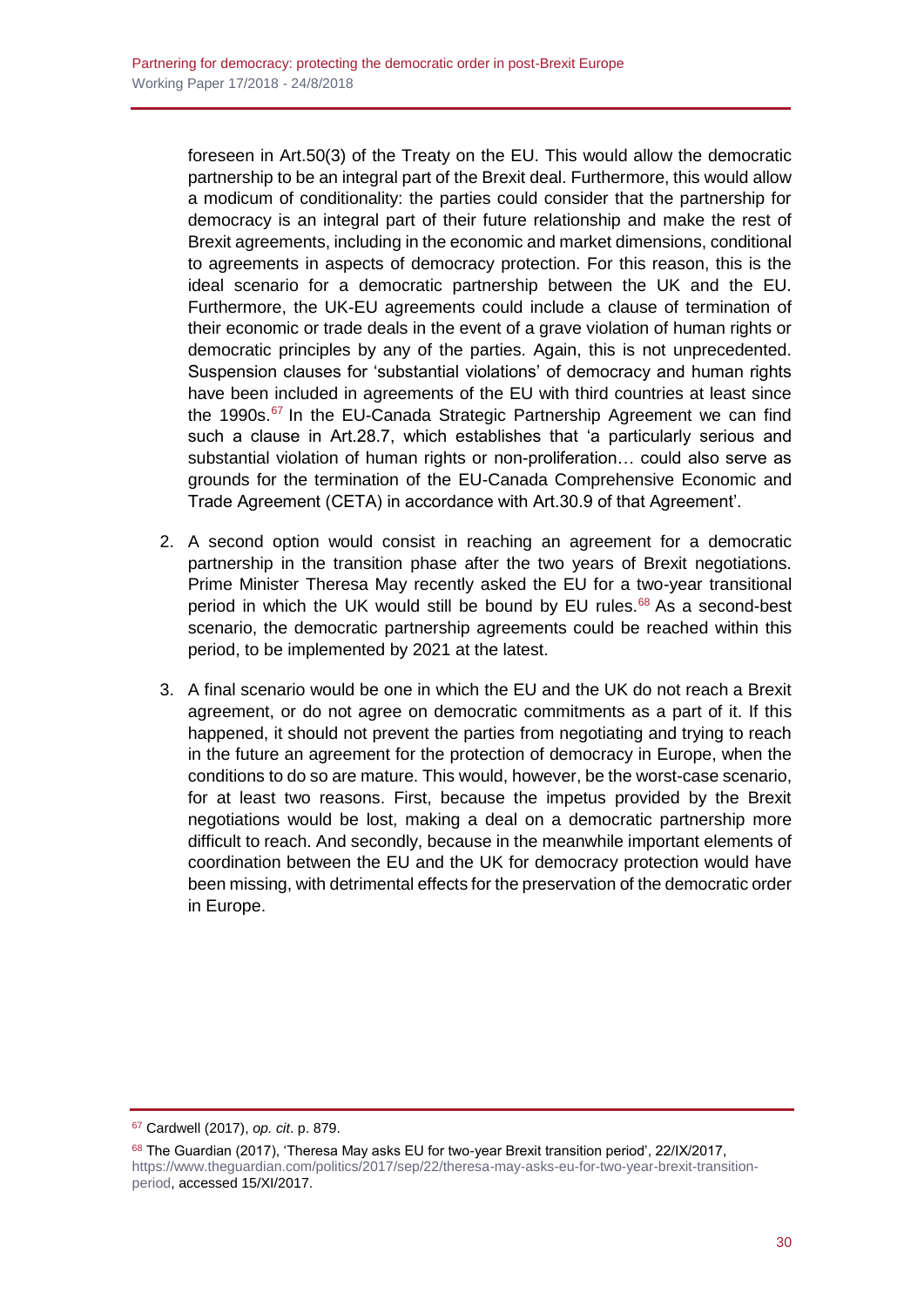foreseen in Art.50(3) of the Treaty on the EU. This would allow the democratic partnership to be an integral part of the Brexit deal. Furthermore, this would allow a modicum of conditionality: the parties could consider that the partnership for democracy is an integral part of their future relationship and make the rest of Brexit agreements, including in the economic and market dimensions, conditional to agreements in aspects of democracy protection. For this reason, this is the ideal scenario for a democratic partnership between the UK and the EU. Furthermore, the UK-EU agreements could include a clause of termination of their economic or trade deals in the event of a grave violation of human rights or democratic principles by any of the parties. Again, this is not unprecedented. Suspension clauses for 'substantial violations' of democracy and human rights have been included in agreements of the EU with third countries at least since the 1990s.[67] In the EU-Canada Strategic Partnership Agreement we can find such a clause in Art.28.7, which establishes that 'a particularly serious and substantial violation of human rights or non-proliferation… could also serve as grounds for the termination of the EU-Canada Comprehensive Economic and Trade Agreement (CETA) in accordance with Art.30.9 of that Agreement'.

2. A second option would consist in reaching an agreement for a democratic partnership in the transition phase after the two years of Brexit negotiations. Prime Minister Theresa May recently asked the EU for a two-year transitional period in which the UK would still be bound by EU rules.[68] As a second-best scenario, the democratic partnership agreements could be reached within this period, to be implemented by 2021 at the latest.

3. A final scenario would be one in which the EU and the UK do not reach a Brexit agreement, or do not agree on democratic commitments as a part of it. If this happened, it should not prevent the parties from negotiating and trying to reach in the future an agreement for the protection of democracy in Europe, when the conditions to do so are mature. This would, however, be the worst-case scenario, for at least two reasons. First, because the impetus provided by the Brexit negotiations would be lost, making a deal on a democratic partnership more difficult to reach. And secondly, because in the meanwhile important elements of coordination between the EU and the UK for democracy protection would have been missing, with detrimental effects for the preservation of the democratic order in Europe.

---

[67] Cardwell (2017), *op. cit*. p. 879.

[68] The Guardian (2017), 'Theresa May asks EU for two-year Brexit transition period', 22/IX/2017, https://www.theguardian.com/politics/2017/sep/22/theresa-may-asks-eu-for-two-year-brexit-transition-period, accessed 15/XI/2017.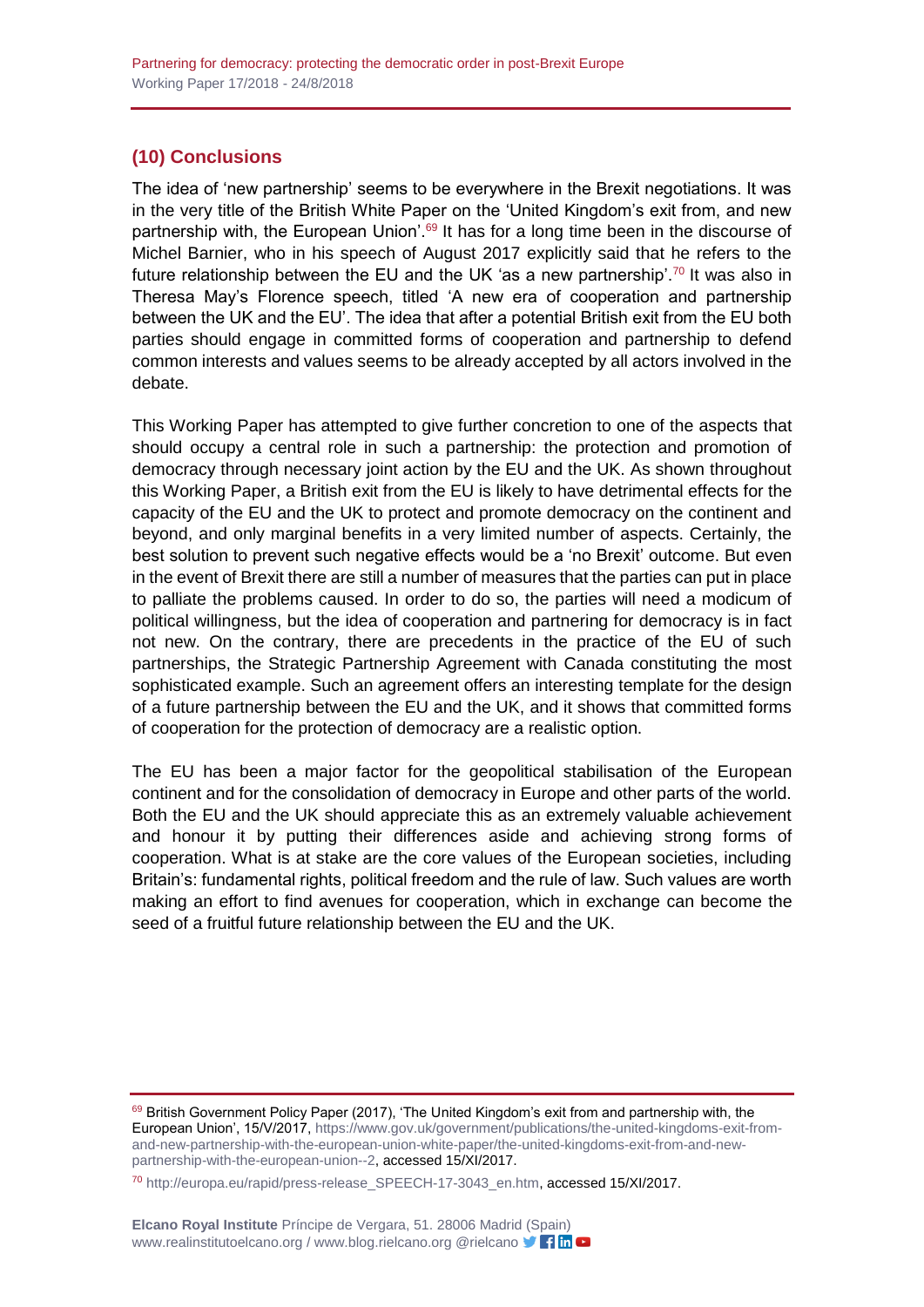## (10) Conclusions

The idea of 'new partnership' seems to be everywhere in the Brexit negotiations. It was in the very title of the British White Paper on the 'United Kingdom's exit from, and new partnership with, the European Union'.[69] It has for a long time been in the discourse of Michel Barnier, who in his speech of August 2017 explicitly said that he refers to the future relationship between the EU and the UK 'as a new partnership'.[70] It was also in Theresa May's Florence speech, titled 'A new era of cooperation and partnership between the UK and the EU'. The idea that after a potential British exit from the EU both parties should engage in committed forms of cooperation and partnership to defend common interests and values seems to be already accepted by all actors involved in the debate.

This Working Paper has attempted to give further concretion to one of the aspects that should occupy a central role in such a partnership: the protection and promotion of democracy through necessary joint action by the EU and the UK. As shown throughout this Working Paper, a British exit from the EU is likely to have detrimental effects for the capacity of the EU and the UK to protect and promote democracy on the continent and beyond, and only marginal benefits in a very limited number of aspects. Certainly, the best solution to prevent such negative effects would be a 'no Brexit' outcome. But even in the event of Brexit there are still a number of measures that the parties can put in place to palliate the problems caused. In order to do so, the parties will need a modicum of political willingness, but the idea of cooperation and partnering for democracy is in fact not new. On the contrary, there are precedents in the practice of the EU of such partnerships, the Strategic Partnership Agreement with Canada constituting the most sophisticated example. Such an agreement offers an interesting template for the design of a future partnership between the EU and the UK, and it shows that committed forms of cooperation for the protection of democracy are a realistic option.

The EU has been a major factor for the geopolitical stabilisation of the European continent and for the consolidation of democracy in Europe and other parts of the world. Both the EU and the UK should appreciate this as an extremely valuable achievement and honour it by putting their differences aside and achieving strong forms of cooperation. What is at stake are the core values of the European societies, including Britain's: fundamental rights, political freedom and the rule of law. Such values are worth making an effort to find avenues for cooperation, which in exchange can become the seed of a fruitful future relationship between the EU and the UK.

---

[69] British Government Policy Paper (2017), 'The United Kingdom's exit from and partnership with, the European Union', 15/V/2017, https://www.gov.uk/government/publications/the-united-kingdoms-exit-from-and-new-partnership-with-the-european-union-white-paper/the-united-kingdoms-exit-from-and-new-partnership-with-the-european-union--2, accessed 15/XI/2017.

[70] http://europa.eu/rapid/press-release_SPEECH-17-3043_en.htm, accessed 15/XI/2017.